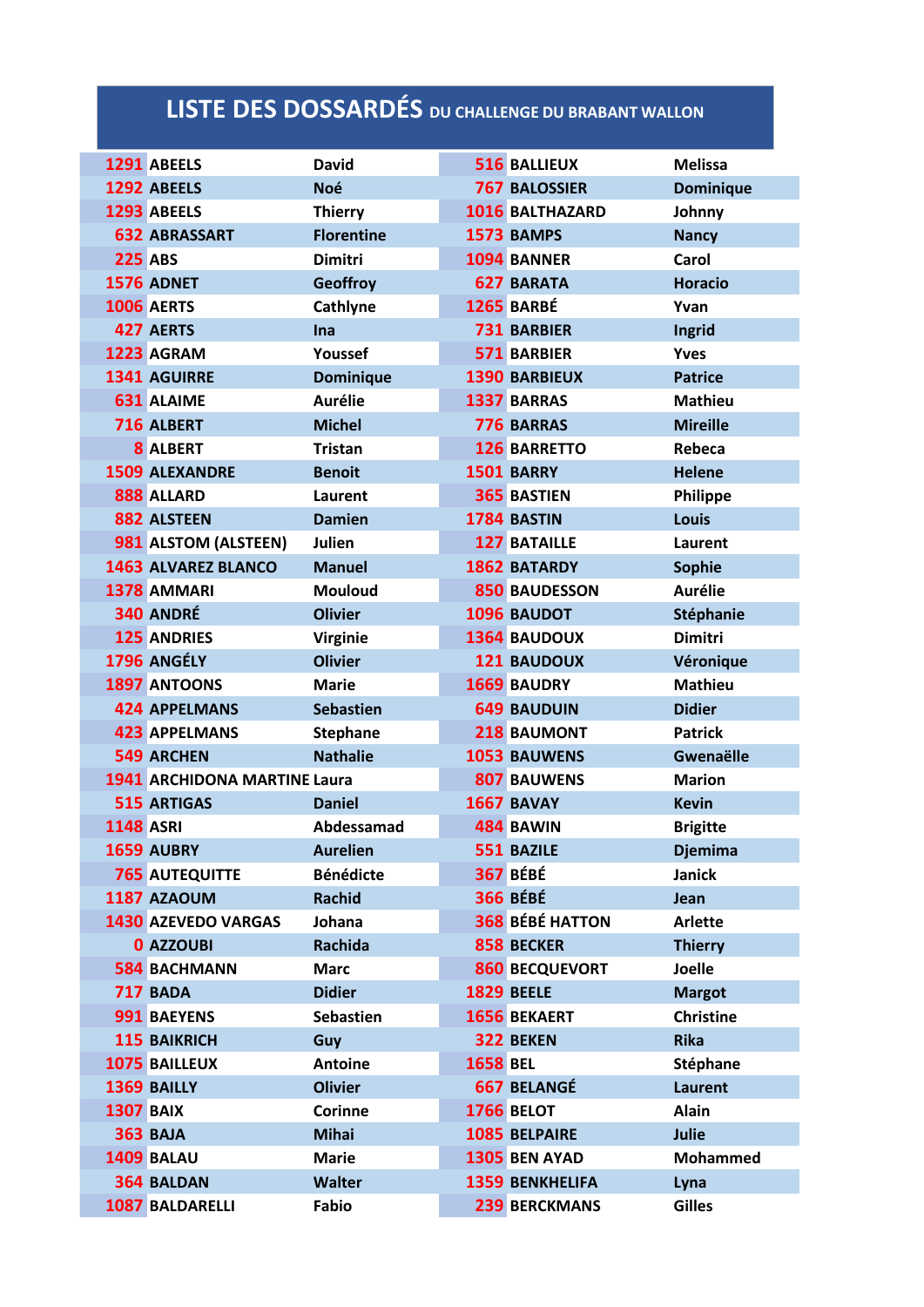# LISTE DES DOSSARDÉS DU CHALLENGE DU BRABANT WALLON

| N° | Nom | Prénom |
|---|---|---|
| 1291 | ABEELS | David |
| 1292 | ABEELS | Noé |
| 1293 | ABEELS | Thierry |
| 632 | ABRASSART | Florentine |
| 225 | ABS | Dimitri |
| 1576 | ADNET | Geoffroy |
| 1006 | AERTS | Cathlyne |
| 427 | AERTS | Ina |
| 1223 | AGRAM | Youssef |
| 1341 | AGUIRRE | Dominique |
| 631 | ALAIME | Aurélie |
| 716 | ALBERT | Michel |
| 8 | ALBERT | Tristan |
| 1509 | ALEXANDRE | Benoit |
| 888 | ALLARD | Laurent |
| 882 | ALSTEEN | Damien |
| 981 | ALSTOM (ALSTEEN) | Julien |
| 1463 | ALVAREZ BLANCO | Manuel |
| 1378 | AMMARI | Mouloud |
| 340 | ANDRÉ | Olivier |
| 125 | ANDRIES | Virginie |
| 1796 | ANGÉLY | Olivier |
| 1897 | ANTOONS | Marie |
| 424 | APPELMANS | Sebastien |
| 423 | APPELMANS | Stephane |
| 549 | ARCHEN | Nathalie |
| 1941 | ARCHIDONA MARTINE | Laura |
| 515 | ARTIGAS | Daniel |
| 1148 | ASRI | Abdessamad |
| 1659 | AUBRY | Aurelien |
| 765 | AUTEQUITTE | Bénédicte |
| 1187 | AZAOUM | Rachid |
| 1430 | AZEVEDO VARGAS | Johana |
| 0 | AZZOUBI | Rachida |
| 584 | BACHMANN | Marc |
| 717 | BADA | Didier |
| 991 | BAEYENS | Sebastien |
| 115 | BAIKRICH | Guy |
| 1075 | BAILLEUX | Antoine |
| 1369 | BAILLY | Olivier |
| 1307 | BAIX | Corinne |
| 363 | BAJA | Mihai |
| 1409 | BALAU | Marie |
| 364 | BALDAN | Walter |
| 1087 | BALDARELLI | Fabio |
| 516 | BALLIEUX | Melissa |
| 767 | BALOSSIER | Dominique |
| 1016 | BALTHAZARD | Johnny |
| 1573 | BAMPS | Nancy |
| 1094 | BANNER | Carol |
| 627 | BARATA | Horacio |
| 1265 | BARBÉ | Yvan |
| 731 | BARBIER | Ingrid |
| 571 | BARBIER | Yves |
| 1390 | BARBIEUX | Patrice |
| 1337 | BARRAS | Mathieu |
| 776 | BARRAS | Mireille |
| 126 | BARRETTO | Rebeca |
| 1501 | BARRY | Helene |
| 365 | BASTIEN | Philippe |
| 1784 | BASTIN | Louis |
| 127 | BATAILLE | Laurent |
| 1862 | BATARDY | Sophie |
| 850 | BAUDESSON | Aurélie |
| 1096 | BAUDOT | Stéphanie |
| 1364 | BAUDOUX | Dimitri |
| 121 | BAUDOUX | Véronique |
| 1669 | BAUDRY | Mathieu |
| 649 | BAUDUIN | Didier |
| 218 | BAUMONT | Patrick |
| 1053 | BAUWENS | Gwenaëlle |
| 807 | BAUWENS | Marion |
| 1667 | BAVAY | Kevin |
| 484 | BAWIN | Brigitte |
| 551 | BAZILE | Djemima |
| 367 | BÉBÉ | Janick |
| 366 | BÉBÉ | Jean |
| 368 | BÉBÉ HATTON | Arlette |
| 858 | BECKER | Thierry |
| 860 | BECQUEVORT | Joelle |
| 1829 | BEELE | Margot |
| 1656 | BEKAERT | Christine |
| 322 | BEKEN | Rika |
| 1658 | BEL | Stéphane |
| 667 | BELANGÉ | Laurent |
| 1766 | BELOT | Alain |
| 1085 | BELPAIRE | Julie |
| 1305 | BEN AYAD | Mohammed |
| 1359 | BENKHELIFA | Lyna |
| 239 | BERCKMANS | Gilles |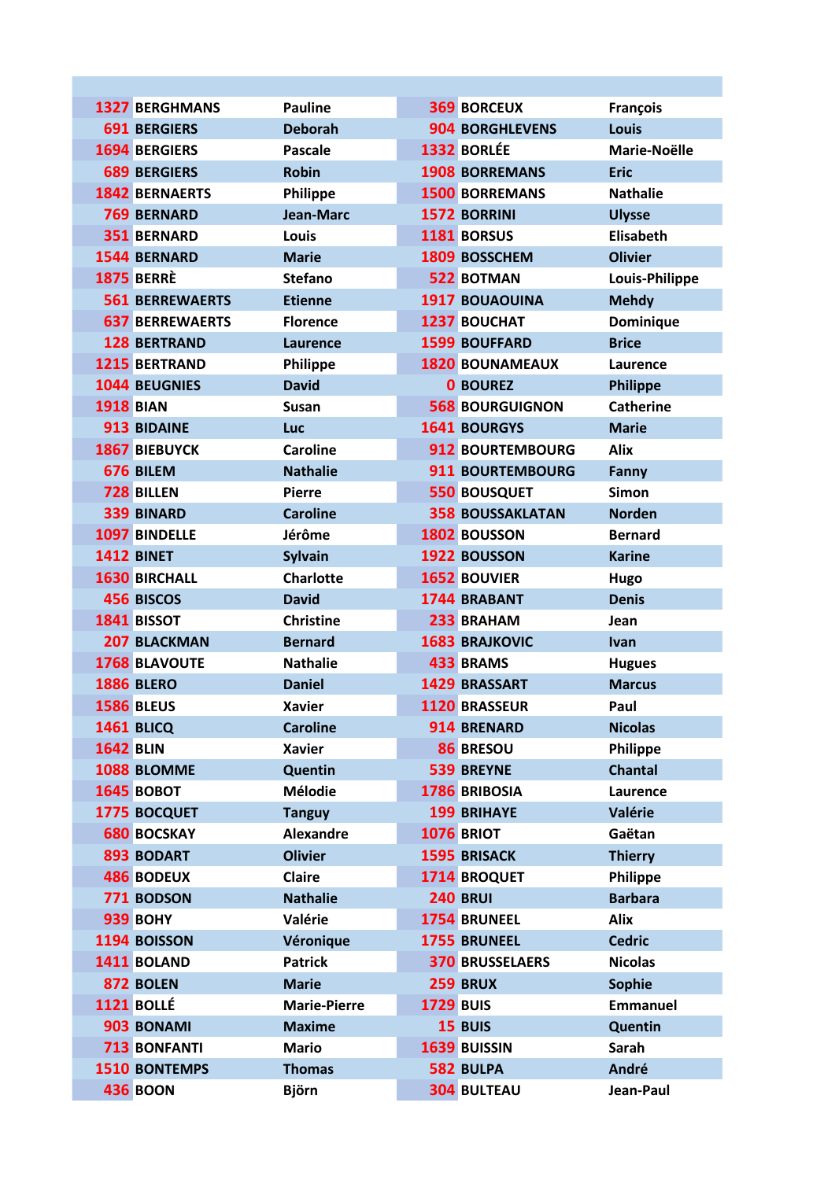| | | | | | |
|---|---|---|---|---|---|
| 1327 | BERGHMANS | Pauline | 369 | BORCEUX | François |
| 691 | BERGIERS | Deborah | 904 | BORGHLEVENS | Louis |
| 1694 | BERGIERS | Pascale | 1332 | BORLÉE | Marie-Noëlle |
| 689 | BERGIERS | Robin | 1908 | BORREMANS | Eric |
| 1842 | BERNAERTS | Philippe | 1500 | BORREMANS | Nathalie |
| 769 | BERNARD | Jean-Marc | 1572 | BORRINI | Ulysse |
| 351 | BERNARD | Louis | 1181 | BORSUS | Elisabeth |
| 1544 | BERNARD | Marie | 1809 | BOSSCHEM | Olivier |
| 1875 | BERRÈ | Stefano | 522 | BOTMAN | Louis-Philippe |
| 561 | BERREWAERTS | Etienne | 1917 | BOUAOUINA | Mehdy |
| 637 | BERREWAERTS | Florence | 1237 | BOUCHAT | Dominique |
| 128 | BERTRAND | Laurence | 1599 | BOUFFARD | Brice |
| 1215 | BERTRAND | Philippe | 1820 | BOUNAMEAUX | Laurence |
| 1044 | BEUGNIES | David | 0 | BOUREZ | Philippe |
| 1918 | BIAN | Susan | 568 | BOURGUIGNON | Catherine |
| 913 | BIDAINE | Luc | 1641 | BOURGYS | Marie |
| 1867 | BIEBUYCK | Caroline | 912 | BOURTEMBOURG | Alix |
| 676 | BILEM | Nathalie | 911 | BOURTEMBOURG | Fanny |
| 728 | BILLEN | Pierre | 550 | BOUSQUET | Simon |
| 339 | BINARD | Caroline | 358 | BOUSSAKLATAN | Norden |
| 1097 | BINDELLE | Jérôme | 1802 | BOUSSON | Bernard |
| 1412 | BINET | Sylvain | 1922 | BOUSSON | Karine |
| 1630 | BIRCHALL | Charlotte | 1652 | BOUVIER | Hugo |
| 456 | BISCOS | David | 1744 | BRABANT | Denis |
| 1841 | BISSOT | Christine | 233 | BRAHAM | Jean |
| 207 | BLACKMAN | Bernard | 1683 | BRAJKOVIC | Ivan |
| 1768 | BLAVOUTE | Nathalie | 433 | BRAMS | Hugues |
| 1886 | BLERO | Daniel | 1429 | BRASSART | Marcus |
| 1586 | BLEUS | Xavier | 1120 | BRASSEUR | Paul |
| 1461 | BLICQ | Caroline | 914 | BRENARD | Nicolas |
| 1642 | BLIN | Xavier | 86 | BRESOU | Philippe |
| 1088 | BLOMME | Quentin | 539 | BREYNE | Chantal |
| 1645 | BOBOT | Mélodie | 1786 | BRIBOSIA | Laurence |
| 1775 | BOCQUET | Tanguy | 199 | BRIHAYE | Valérie |
| 680 | BOCSKAY | Alexandre | 1076 | BRIOT | Gaëtan |
| 893 | BODART | Olivier | 1595 | BRISACK | Thierry |
| 486 | BODEUX | Claire | 1714 | BROQUET | Philippe |
| 771 | BODSON | Nathalie | 240 | BRUI | Barbara |
| 939 | BOHY | Valérie | 1754 | BRUNEEL | Alix |
| 1194 | BOISSON | Véronique | 1755 | BRUNEEL | Cedric |
| 1411 | BOLAND | Patrick | 370 | BRUSSELAERS | Nicolas |
| 872 | BOLEN | Marie | 259 | BRUX | Sophie |
| 1121 | BOLLÉ | Marie-Pierre | 1729 | BUIS | Emmanuel |
| 903 | BONAMI | Maxime | 15 | BUIS | Quentin |
| 713 | BONFANTI | Mario | 1639 | BUISSIN | Sarah |
| 1510 | BONTEMPS | Thomas | 582 | BULPA | André |
| 436 | BOON | Björn | 304 | BULTEAU | Jean-Paul |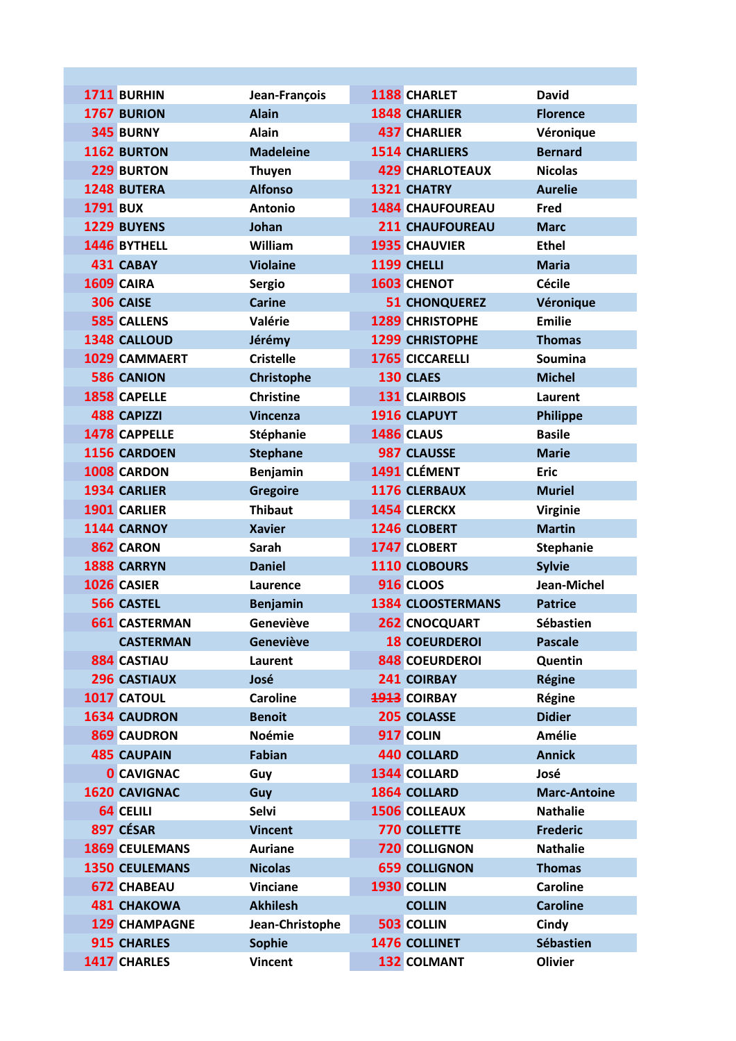| | | | | | |
|---|---|---|---|---|---|
| 1711 | BURHIN | Jean-François | 1188 | CHARLET | David |
| 1767 | BURION | Alain | 1848 | CHARLIER | Florence |
| 345 | BURNY | Alain | 437 | CHARLIER | Véronique |
| 1162 | BURTON | Madeleine | 1514 | CHARLIERS | Bernard |
| 229 | BURTON | Thuyen | 429 | CHARLOTEAUX | Nicolas |
| 1248 | BUTERA | Alfonso | 1321 | CHATRY | Aurelie |
| 1791 | BUX | Antonio | 1484 | CHAUFOUREAU | Fred |
| 1229 | BUYENS | Johan | 211 | CHAUFOUREAU | Marc |
| 1446 | BYTHELL | William | 1935 | CHAUVIER | Ethel |
| 431 | CABAY | Violaine | 1199 | CHELLI | Maria |
| 1609 | CAIRA | Sergio | 1603 | CHENOT | Cécile |
| 306 | CAISE | Carine | 51 | CHONQUEREZ | Véronique |
| 585 | CALLENS | Valérie | 1289 | CHRISTOPHE | Emilie |
| 1348 | CALLOUD | Jérémy | 1299 | CHRISTOPHE | Thomas |
| 1029 | CAMMAERT | Cristelle | 1765 | CICCARELLI | Soumina |
| 586 | CANION | Christophe | 130 | CLAES | Michel |
| 1858 | CAPELLE | Christine | 131 | CLAIRBOIS | Laurent |
| 488 | CAPIZZI | Vincenza | 1916 | CLAPUYT | Philippe |
| 1478 | CAPPELLE | Stéphanie | 1486 | CLAUS | Basile |
| 1156 | CARDOEN | Stephane | 987 | CLAUSSE | Marie |
| 1008 | CARDON | Benjamin | 1491 | CLÉMENT | Eric |
| 1934 | CARLIER | Gregoire | 1176 | CLERBAUX | Muriel |
| 1901 | CARLIER | Thibaut | 1454 | CLERCKX | Virginie |
| 1144 | CARNOY | Xavier | 1246 | CLOBERT | Martin |
| 862 | CARON | Sarah | 1747 | CLOBERT | Stephanie |
| 1888 | CARRYN | Daniel | 1110 | CLOBOURS | Sylvie |
| 1026 | CASIER | Laurence | 916 | CLOOS | Jean-Michel |
| 566 | CASTEL | Benjamin | 1384 | CLOOSTERMANS | Patrice |
| 661 | CASTERMAN | Geneviève | 262 | CNOCQUART | Sébastien |
| | CASTERMAN | Geneviève | 18 | COEURDEROI | Pascale |
| 884 | CASTIAU | Laurent | 848 | COEURDEROI | Quentin |
| 296 | CASTIAUX | José | 241 | COIRBAY | Régine |
| 1017 | CATOUL | Caroline | ~~1913~~ | COIRBAY | Régine |
| 1634 | CAUDRON | Benoit | 205 | COLASSE | Didier |
| 869 | CAUDRON | Noémie | 917 | COLIN | Amélie |
| 485 | CAUPAIN | Fabian | 440 | COLLARD | Annick |
| 0 | CAVIGNAC | Guy | 1344 | COLLARD | José |
| 1620 | CAVIGNAC | Guy | 1864 | COLLARD | Marc-Antoine |
| 64 | CELILI | Selvi | 1506 | COLLEAUX | Nathalie |
| 897 | CÉSAR | Vincent | 770 | COLLETTE | Frederic |
| 1869 | CEULEMANS | Auriane | 720 | COLLIGNON | Nathalie |
| 1350 | CEULEMANS | Nicolas | 659 | COLLIGNON | Thomas |
| 672 | CHABEAU | Vinciane | 1930 | COLLIN | Caroline |
| 481 | CHAKOWA | Akhilesh | | COLLIN | Caroline |
| 129 | CHAMPAGNE | Jean-Christophe | 503 | COLLIN | Cindy |
| 915 | CHARLES | Sophie | 1476 | COLLINET | Sébastien |
| 1417 | CHARLES | Vincent | 132 | COLMANT | Olivier |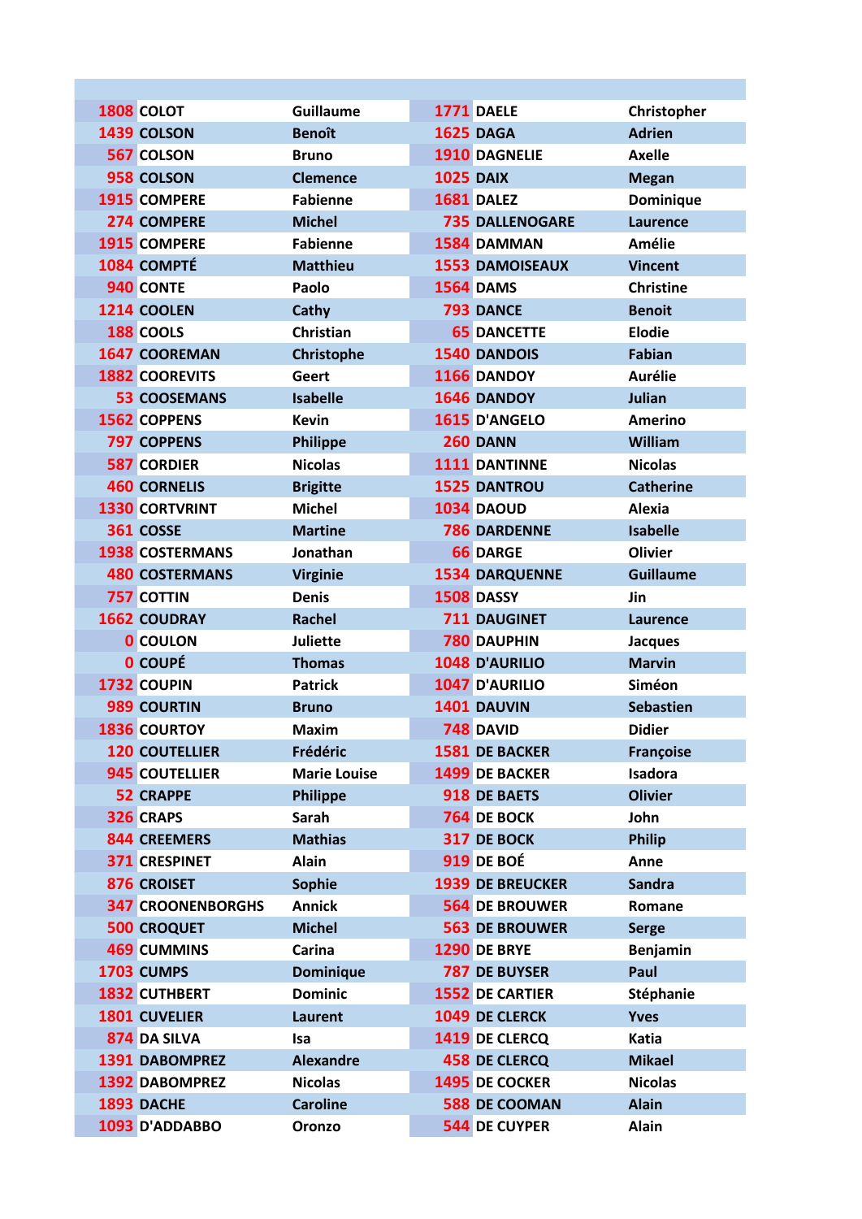| | | | | | |
|---|---|---|---|---|---|
| 1808 | COLOT | Guillaume | 1771 | DAELE | Christopher |
| 1439 | COLSON | Benoît | 1625 | DAGA | Adrien |
| 567 | COLSON | Bruno | 1910 | DAGNELIE | Axelle |
| 958 | COLSON | Clemence | 1025 | DAIX | Megan |
| 1915 | COMPERE | Fabienne | 1681 | DALEZ | Dominique |
| 274 | COMPERE | Michel | 735 | DALLENOGARE | Laurence |
| 1915 | COMPERE | Fabienne | 1584 | DAMMAN | Amélie |
| 1084 | COMPTÉ | Matthieu | 1553 | DAMOISEAUX | Vincent |
| 940 | CONTE | Paolo | 1564 | DAMS | Christine |
| 1214 | COOLEN | Cathy | 793 | DANCE | Benoit |
| 188 | COOLS | Christian | 65 | DANCETTE | Elodie |
| 1647 | COOREMAN | Christophe | 1540 | DANDOIS | Fabian |
| 1882 | COOREVITS | Geert | 1166 | DANDOY | Aurélie |
| 53 | COOSEMANS | Isabelle | 1646 | DANDOY | Julian |
| 1562 | COPPENS | Kevin | 1615 | D'ANGELO | Amerino |
| 797 | COPPENS | Philippe | 260 | DANN | William |
| 587 | CORDIER | Nicolas | 1111 | DANTINNE | Nicolas |
| 460 | CORNELIS | Brigitte | 1525 | DANTROU | Catherine |
| 1330 | CORTVRINT | Michel | 1034 | DAOUD | Alexia |
| 361 | COSSE | Martine | 786 | DARDENNE | Isabelle |
| 1938 | COSTERMANS | Jonathan | 66 | DARGE | Olivier |
| 480 | COSTERMANS | Virginie | 1534 | DARQUENNE | Guillaume |
| 757 | COTTIN | Denis | 1508 | DASSY | Jin |
| 1662 | COUDRAY | Rachel | 711 | DAUGINET | Laurence |
| 0 | COULON | Juliette | 780 | DAUPHIN | Jacques |
| 0 | COUPÉ | Thomas | 1048 | D'AURILIO | Marvin |
| 1732 | COUPIN | Patrick | 1047 | D'AURILIO | Siméon |
| 989 | COURTIN | Bruno | 1401 | DAUVIN | Sebastien |
| 1836 | COURTOY | Maxim | 748 | DAVID | Didier |
| 120 | COUTELLIER | Frédéric | 1581 | DE BACKER | Françoise |
| 945 | COUTELLIER | Marie Louise | 1499 | DE BACKER | Isadora |
| 52 | CRAPPE | Philippe | 918 | DE BAETS | Olivier |
| 326 | CRAPS | Sarah | 764 | DE BOCK | John |
| 844 | CREEMERS | Mathias | 317 | DE BOCK | Philip |
| 371 | CRESPINET | Alain | 919 | DE BOÉ | Anne |
| 876 | CROISET | Sophie | 1939 | DE BREUCKER | Sandra |
| 347 | CROONENBORGHS | Annick | 564 | DE BROUWER | Romane |
| 500 | CROQUET | Michel | 563 | DE BROUWER | Serge |
| 469 | CUMMINS | Carina | 1290 | DE BRYE | Benjamin |
| 1703 | CUMPS | Dominique | 787 | DE BUYSER | Paul |
| 1832 | CUTHBERT | Dominic | 1552 | DE CARTIER | Stéphanie |
| 1801 | CUVELIER | Laurent | 1049 | DE CLERCK | Yves |
| 874 | DA SILVA | Isa | 1419 | DE CLERCQ | Katia |
| 1391 | DABOMPREZ | Alexandre | 458 | DE CLERCQ | Mikael |
| 1392 | DABOMPREZ | Nicolas | 1495 | DE COCKER | Nicolas |
| 1893 | DACHE | Caroline | 588 | DE COOMAN | Alain |
| 1093 | D'ADDABBO | Oronzo | 544 | DE CUYPER | Alain |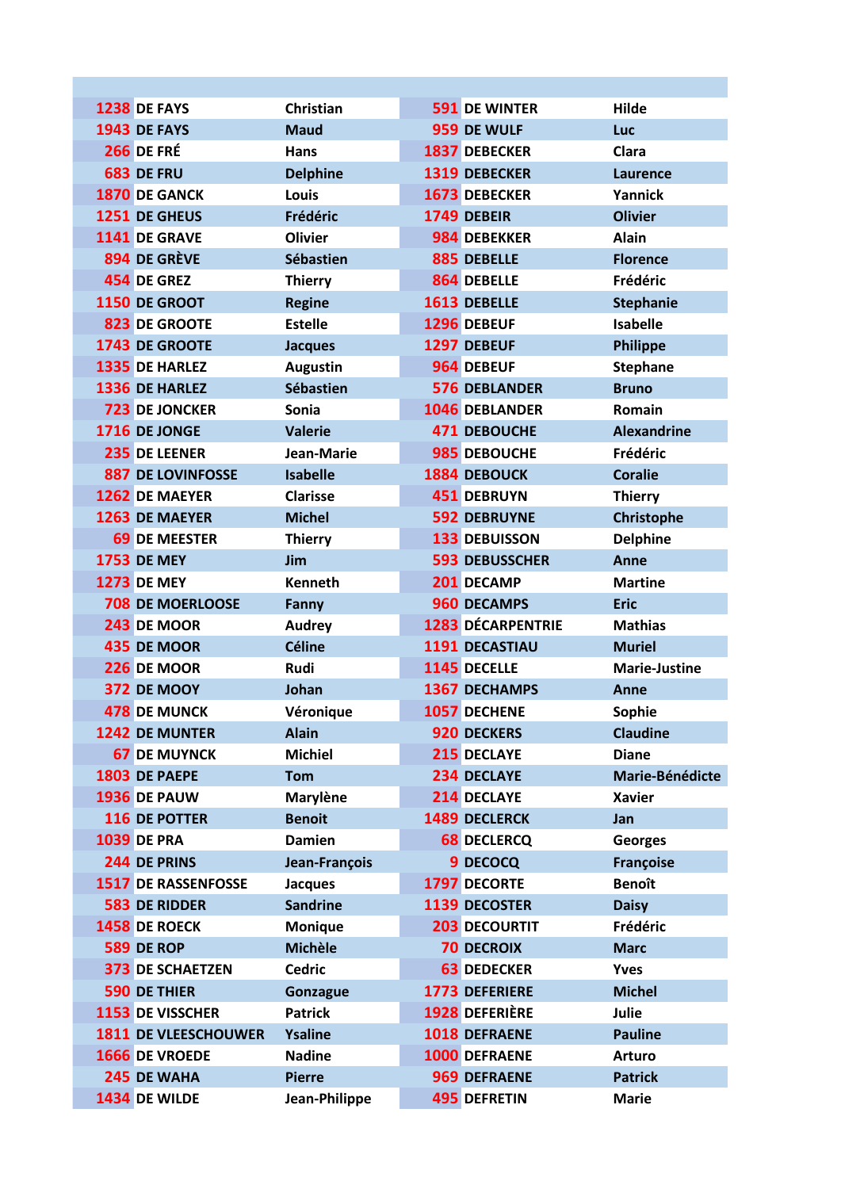| | | | | | |
|---|---|---|---|---|---|
| 1238 | DE FAYS | Christian | 591 | DE WINTER | Hilde |
| 1943 | DE FAYS | Maud | 959 | DE WULF | Luc |
| 266 | DE FRÉ | Hans | 1837 | DEBECKER | Clara |
| 683 | DE FRU | Delphine | 1319 | DEBECKER | Laurence |
| 1870 | DE GANCK | Louis | 1673 | DEBECKER | Yannick |
| 1251 | DE GHEUS | Frédéric | 1749 | DEBEIR | Olivier |
| 1141 | DE GRAVE | Olivier | 984 | DEBEKKER | Alain |
| 894 | DE GRÈVE | Sébastien | 885 | DEBELLE | Florence |
| 454 | DE GREZ | Thierry | 864 | DEBELLE | Frédéric |
| 1150 | DE GROOT | Regine | 1613 | DEBELLE | Stephanie |
| 823 | DE GROOTE | Estelle | 1296 | DEBEUF | Isabelle |
| 1743 | DE GROOTE | Jacques | 1297 | DEBEUF | Philippe |
| 1335 | DE HARLEZ | Augustin | 964 | DEBEUF | Stephane |
| 1336 | DE HARLEZ | Sébastien | 576 | DEBLANDER | Bruno |
| 723 | DE JONCKER | Sonia | 1046 | DEBLANDER | Romain |
| 1716 | DE JONGE | Valerie | 471 | DEBOUCHE | Alexandrine |
| 235 | DE LEENER | Jean-Marie | 985 | DEBOUCHE | Frédéric |
| 887 | DE LOVINFOSSE | Isabelle | 1884 | DEBOUCK | Coralie |
| 1262 | DE MAEYER | Clarisse | 451 | DEBRUYN | Thierry |
| 1263 | DE MAEYER | Michel | 592 | DEBRUYNE | Christophe |
| 69 | DE MEESTER | Thierry | 133 | DEBUISSON | Delphine |
| 1753 | DE MEY | Jim | 593 | DEBUSSCHER | Anne |
| 1273 | DE MEY | Kenneth | 201 | DECAMP | Martine |
| 708 | DE MOERLOOSE | Fanny | 960 | DECAMPS | Eric |
| 243 | DE MOOR | Audrey | 1283 | DÉCARPENTRIE | Mathias |
| 435 | DE MOOR | Céline | 1191 | DECASTIAU | Muriel |
| 226 | DE MOOR | Rudi | 1145 | DECELLE | Marie-Justine |
| 372 | DE MOOY | Johan | 1367 | DECHAMPS | Anne |
| 478 | DE MUNCK | Véronique | 1057 | DECHENE | Sophie |
| 1242 | DE MUNTER | Alain | 920 | DECKERS | Claudine |
| 67 | DE MUYNCK | Michiel | 215 | DECLAYE | Diane |
| 1803 | DE PAEPE | Tom | 234 | DECLAYE | Marie-Bénédicte |
| 1936 | DE PAUW | Marylène | 214 | DECLAYE | Xavier |
| 116 | DE POTTER | Benoit | 1489 | DECLERCK | Jan |
| 1039 | DE PRA | Damien | 68 | DECLERCQ | Georges |
| 244 | DE PRINS | Jean-François | 9 | DECOCQ | Françoise |
| 1517 | DE RASSENFOSSE | Jacques | 1797 | DECORTE | Benoît |
| 583 | DE RIDDER | Sandrine | 1139 | DECOSTER | Daisy |
| 1458 | DE ROECK | Monique | 203 | DECOURTIT | Frédéric |
| 589 | DE ROP | Michèle | 70 | DECROIX | Marc |
| 373 | DE SCHAETZEN | Cedric | 63 | DEDECKER | Yves |
| 590 | DE THIER | Gonzague | 1773 | DEFERIERE | Michel |
| 1153 | DE VISSCHER | Patrick | 1928 | DEFERIÈRE | Julie |
| 1811 | DE VLEESCHOUWER | Ysaline | 1018 | DEFRAENE | Pauline |
| 1666 | DE VROEDE | Nadine | 1000 | DEFRAENE | Arturo |
| 245 | DE WAHA | Pierre | 969 | DEFRAENE | Patrick |
| 1434 | DE WILDE | Jean-Philippe | 495 | DEFRETIN | Marie |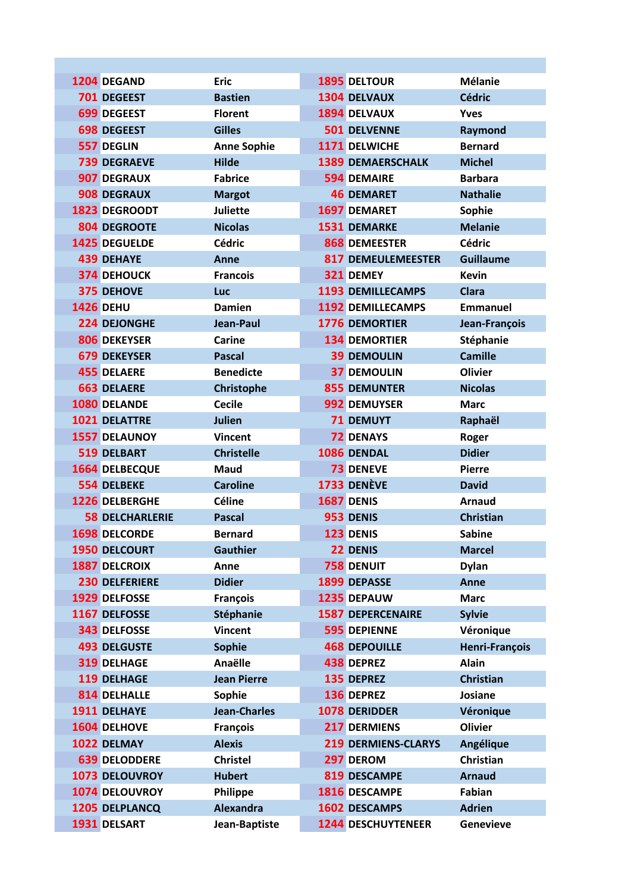| | | | | | |
|---|---|---|---|---|---|
| 1204 | DEGAND | Eric | 1895 | DELTOUR | Mélanie |
| 701 | DEGEEST | Bastien | 1304 | DELVAUX | Cédric |
| 699 | DEGEEST | Florent | 1894 | DELVAUX | Yves |
| 698 | DEGEEST | Gilles | 501 | DELVENNE | Raymond |
| 557 | DEGLIN | Anne Sophie | 1171 | DELWICHE | Bernard |
| 739 | DEGRAEVE | Hilde | 1389 | DEMAERSCHALK | Michel |
| 907 | DEGRAUX | Fabrice | 594 | DEMAIRE | Barbara |
| 908 | DEGRAUX | Margot | 46 | DEMARET | Nathalie |
| 1823 | DEGROODT | Juliette | 1697 | DEMARET | Sophie |
| 804 | DEGROOTE | Nicolas | 1531 | DEMARKE | Melanie |
| 1425 | DEGUELDE | Cédric | 868 | DEMEESTER | Cédric |
| 439 | DEHAYE | Anne | 817 | DEMEULEMEESTER | Guillaume |
| 374 | DEHOUCK | Francois | 321 | DEMEY | Kevin |
| 375 | DEHOVE | Luc | 1193 | DEMILLECAMPS | Clara |
| 1426 | DEHU | Damien | 1192 | DEMILLECAMPS | Emmanuel |
| 224 | DEJONGHE | Jean-Paul | 1776 | DEMORTIER | Jean-François |
| 806 | DEKEYSER | Carine | 134 | DEMORTIER | Stéphanie |
| 679 | DEKEYSER | Pascal | 39 | DEMOULIN | Camille |
| 455 | DELAERE | Benedicte | 37 | DEMOULIN | Olivier |
| 663 | DELAERE | Christophe | 855 | DEMUNTER | Nicolas |
| 1080 | DELANDE | Cecile | 992 | DEMUYSER | Marc |
| 1021 | DELATTRE | Julien | 71 | DEMUYT | Raphaël |
| 1557 | DELAUNOY | Vincent | 72 | DENAYS | Roger |
| 519 | DELBART | Christelle | 1086 | DENDAL | Didier |
| 1664 | DELBECQUE | Maud | 73 | DENEVE | Pierre |
| 554 | DELBEKE | Caroline | 1733 | DENÈVE | David |
| 1226 | DELBERGHE | Céline | 1687 | DENIS | Arnaud |
| 58 | DELCHARLERIE | Pascal | 953 | DENIS | Christian |
| 1698 | DELCORDE | Bernard | 123 | DENIS | Sabine |
| 1950 | DELCOURT | Gauthier | 22 | DENIS | Marcel |
| 1887 | DELCROIX | Anne | 758 | DENUIT | Dylan |
| 230 | DELFERIERE | Didier | 1899 | DEPASSE | Anne |
| 1929 | DELFOSSE | François | 1235 | DEPAUW | Marc |
| 1167 | DELFOSSE | Stéphanie | 1587 | DEPERCENAIRE | Sylvie |
| 343 | DELFOSSE | Vincent | 595 | DEPIENNE | Véronique |
| 493 | DELGUSTE | Sophie | 468 | DEPOUILLE | Henri-François |
| 319 | DELHAGE | Anaëlle | 438 | DEPREZ | Alain |
| 119 | DELHAGE | Jean Pierre | 135 | DEPREZ | Christian |
| 814 | DELHALLE | Sophie | 136 | DEPREZ | Josiane |
| 1911 | DELHAYE | Jean-Charles | 1078 | DERIDDER | Véronique |
| 1604 | DELHOVE | François | 217 | DERMIENS | Olivier |
| 1022 | DELMAY | Alexis | 219 | DERMIENS-CLARYS | Angélique |
| 639 | DELODDERE | Christel | 297 | DEROM | Christian |
| 1073 | DELOUVROY | Hubert | 819 | DESCAMPE | Arnaud |
| 1074 | DELOUVROY | Philippe | 1816 | DESCAMPE | Fabian |
| 1205 | DELPLANCQ | Alexandra | 1602 | DESCAMPS | Adrien |
| 1931 | DELSART | Jean-Baptiste | 1244 | DESCHUYTENEER | Genevieve |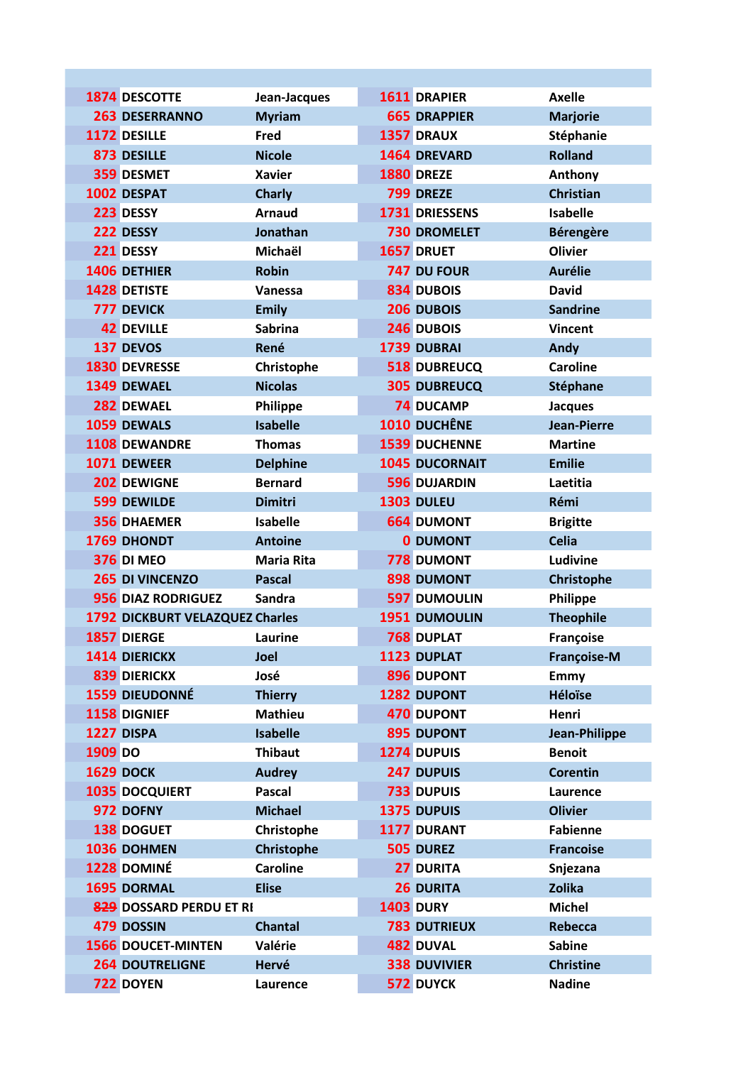| | | |
|---|---|---|
| 1874 | DESCOTTE | Jean-Jacques |
| 263 | DESERRANNO | Myriam |
| 1172 | DESILLE | Fred |
| 873 | DESILLE | Nicole |
| 359 | DESMET | Xavier |
| 1002 | DESPAT | Charly |
| 223 | DESSY | Arnaud |
| 222 | DESSY | Jonathan |
| 221 | DESSY | Michaël |
| 1406 | DETHIER | Robin |
| 1428 | DETISTE | Vanessa |
| 777 | DEVICK | Emily |
| 42 | DEVILLE | Sabrina |
| 137 | DEVOS | René |
| 1830 | DEVRESSE | Christophe |
| 1349 | DEWAEL | Nicolas |
| 282 | DEWAEL | Philippe |
| 1059 | DEWALS | Isabelle |
| 1108 | DEWANDRE | Thomas |
| 1071 | DEWEER | Delphine |
| 202 | DEWIGNE | Bernard |
| 599 | DEWILDE | Dimitri |
| 356 | DHAEMER | Isabelle |
| 1769 | DHONDT | Antoine |
| 376 | DI MEO | Maria Rita |
| 265 | DI VINCENZO | Pascal |
| 956 | DIAZ RODRIGUEZ | Sandra |
| 1792 | DICKBURT VELAZQUEZ | Charles |
| 1857 | DIERGE | Laurine |
| 1414 | DIERICKX | Joel |
| 839 | DIERICKX | José |
| 1559 | DIEUDONNÉ | Thierry |
| 1158 | DIGNIEF | Mathieu |
| 1227 | DISPA | Isabelle |
| 1909 | DO | Thibaut |
| 1629 | DOCK | Audrey |
| 1035 | DOCQUIERT | Pascal |
| 972 | DOFNY | Michael |
| 138 | DOGUET | Christophe |
| 1036 | DOHMEN | Christophe |
| 1228 | DOMINÉ | Caroline |
| 1695 | DORMAL | Elise |
| ~~829~~ | DOSSARD PERDU ET RI | |
| 479 | DOSSIN | Chantal |
| 1566 | DOUCET-MINTEN | Valérie |
| 264 | DOUTRELIGNE | Hervé |
| 722 | DOYEN | Laurence |
| 1611 | DRAPIER | Axelle |
| 665 | DRAPPIER | Marjorie |
| 1357 | DRAUX | Stéphanie |
| 1464 | DREVARD | Rolland |
| 1880 | DREZE | Anthony |
| 799 | DREZE | Christian |
| 1731 | DRIESSENS | Isabelle |
| 730 | DROMELET | Bérengère |
| 1657 | DRUET | Olivier |
| 747 | DU FOUR | Aurélie |
| 834 | DUBOIS | David |
| 206 | DUBOIS | Sandrine |
| 246 | DUBOIS | Vincent |
| 1739 | DUBRAI | Andy |
| 518 | DUBREUCQ | Caroline |
| 305 | DUBREUCQ | Stéphane |
| 74 | DUCAMP | Jacques |
| 1010 | DUCHÊNE | Jean-Pierre |
| 1539 | DUCHENNE | Martine |
| 1045 | DUCORNAIT | Emilie |
| 596 | DUJARDIN | Laetitia |
| 1303 | DULEU | Rémi |
| 664 | DUMONT | Brigitte |
| 0 | DUMONT | Celia |
| 778 | DUMONT | Ludivine |
| 898 | DUMONT | Christophe |
| 597 | DUMOULIN | Philippe |
| 1951 | DUMOULIN | Theophile |
| 768 | DUPLAT | Françoise |
| 1123 | DUPLAT | Françoise-M |
| 896 | DUPONT | Emmy |
| 1282 | DUPONT | Héloïse |
| 470 | DUPONT | Henri |
| 895 | DUPONT | Jean-Philippe |
| 1274 | DUPUIS | Benoit |
| 247 | DUPUIS | Corentin |
| 733 | DUPUIS | Laurence |
| 1375 | DUPUIS | Olivier |
| 1177 | DURANT | Fabienne |
| 505 | DUREZ | Francoise |
| 27 | DURITA | Snjezana |
| 26 | DURITA | Zolika |
| 1403 | DURY | Michel |
| 783 | DUTRIEUX | Rebecca |
| 482 | DUVAL | Sabine |
| 338 | DUVIVIER | Christine |
| 572 | DUYCK | Nadine |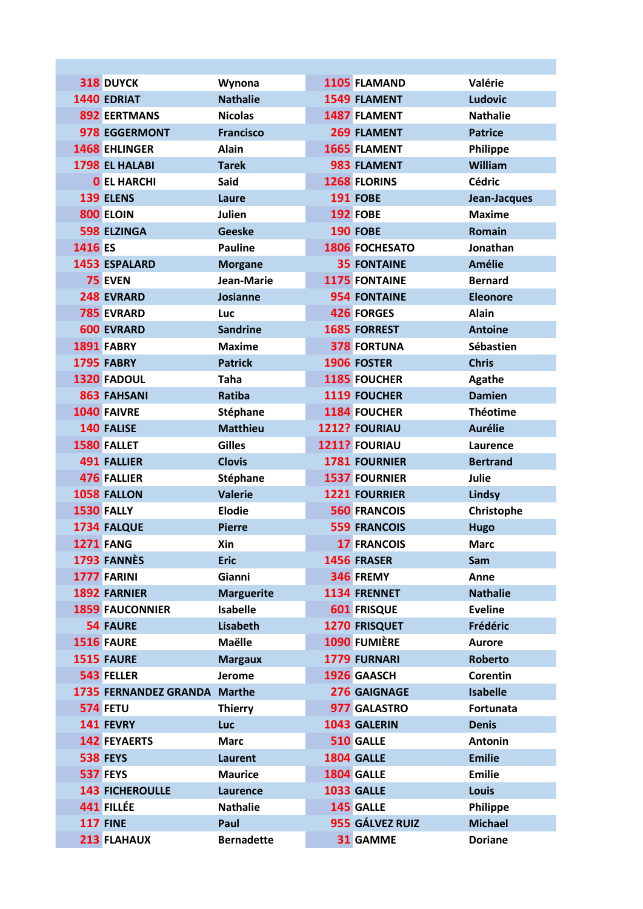| | | | | | |
|---|---|---|---|---|---|
| 318 | DUYCK | Wynona | 1105 | FLAMAND | Valérie |
| 1440 | EDRIAT | Nathalie | 1549 | FLAMENT | Ludovic |
| 892 | EERTMANS | Nicolas | 1487 | FLAMENT | Nathalie |
| 978 | EGGERMONT | Francisco | 269 | FLAMENT | Patrice |
| 1468 | EHLINGER | Alain | 1665 | FLAMENT | Philippe |
| 1798 | EL HALABI | Tarek | 983 | FLAMENT | William |
| 0 | EL HARCHI | Said | 1268 | FLORINS | Cédric |
| 139 | ELENS | Laure | 191 | FOBE | Jean-Jacques |
| 800 | ELOIN | Julien | 192 | FOBE | Maxime |
| 598 | ELZINGA | Geeske | 190 | FOBE | Romain |
| 1416 | ES | Pauline | 1806 | FOCHESATO | Jonathan |
| 1453 | ESPALARD | Morgane | 35 | FONTAINE | Amélie |
| 75 | EVEN | Jean-Marie | 1175 | FONTAINE | Bernard |
| 248 | EVRARD | Josianne | 954 | FONTAINE | Eleonore |
| 785 | EVRARD | Luc | 426 | FORGES | Alain |
| 600 | EVRARD | Sandrine | 1685 | FORREST | Antoine |
| 1891 | FABRY | Maxime | 378 | FORTUNA | Sébastien |
| 1795 | FABRY | Patrick | 1906 | FOSTER | Chris |
| 1320 | FADOUL | Taha | 1185 | FOUCHER | Agathe |
| 863 | FAHSANI | Ratiba | 1119 | FOUCHER | Damien |
| 1040 | FAIVRE | Stéphane | 1184 | FOUCHER | Théotime |
| 140 | FALISE | Matthieu | 1212? | FOURIAU | Aurélie |
| 1580 | FALLET | Gilles | 1211? | FOURIAU | Laurence |
| 491 | FALLIER | Clovis | 1781 | FOURNIER | Bertrand |
| 476 | FALLIER | Stéphane | 1537 | FOURNIER | Julie |
| 1058 | FALLON | Valerie | 1221 | FOURRIER | Lindsy |
| 1530 | FALLY | Elodie | 560 | FRANCOIS | Christophe |
| 1734 | FALQUE | Pierre | 559 | FRANCOIS | Hugo |
| 1271 | FANG | Xin | 17 | FRANCOIS | Marc |
| 1793 | FANNÈS | Eric | 1456 | FRASER | Sam |
| 1777 | FARINI | Gianni | 346 | FREMY | Anne |
| 1892 | FARNIER | Marguerite | 1134 | FRENNET | Nathalie |
| 1859 | FAUCONNIER | Isabelle | 601 | FRISQUE | Eveline |
| 54 | FAURE | Lisabeth | 1270 | FRISQUET | Frédéric |
| 1516 | FAURE | Maëlle | 1090 | FUMIÈRE | Aurore |
| 1515 | FAURE | Margaux | 1779 | FURNARI | Roberto |
| 543 | FELLER | Jerome | 1926 | GAASCH | Corentin |
| 1735 | FERNANDEZ GRANDA | Marthe | 276 | GAIGNAGE | Isabelle |
| 574 | FETU | Thierry | 977 | GALASTRO | Fortunata |
| 141 | FEVRY | Luc | 1043 | GALERIN | Denis |
| 142 | FEYAERTS | Marc | 510 | GALLE | Antonin |
| 538 | FEYS | Laurent | 1804 | GALLE | Emilie |
| 537 | FEYS | Maurice | 1804 | GALLE | Emilie |
| 143 | FICHEROULLE | Laurence | 1033 | GALLE | Louis |
| 441 | FILLÉE | Nathalie | 145 | GALLE | Philippe |
| 117 | FINE | Paul | 955 | GÁLVEZ RUIZ | Michael |
| 213 | FLAHAUX | Bernadette | 31 | GAMME | Doriane |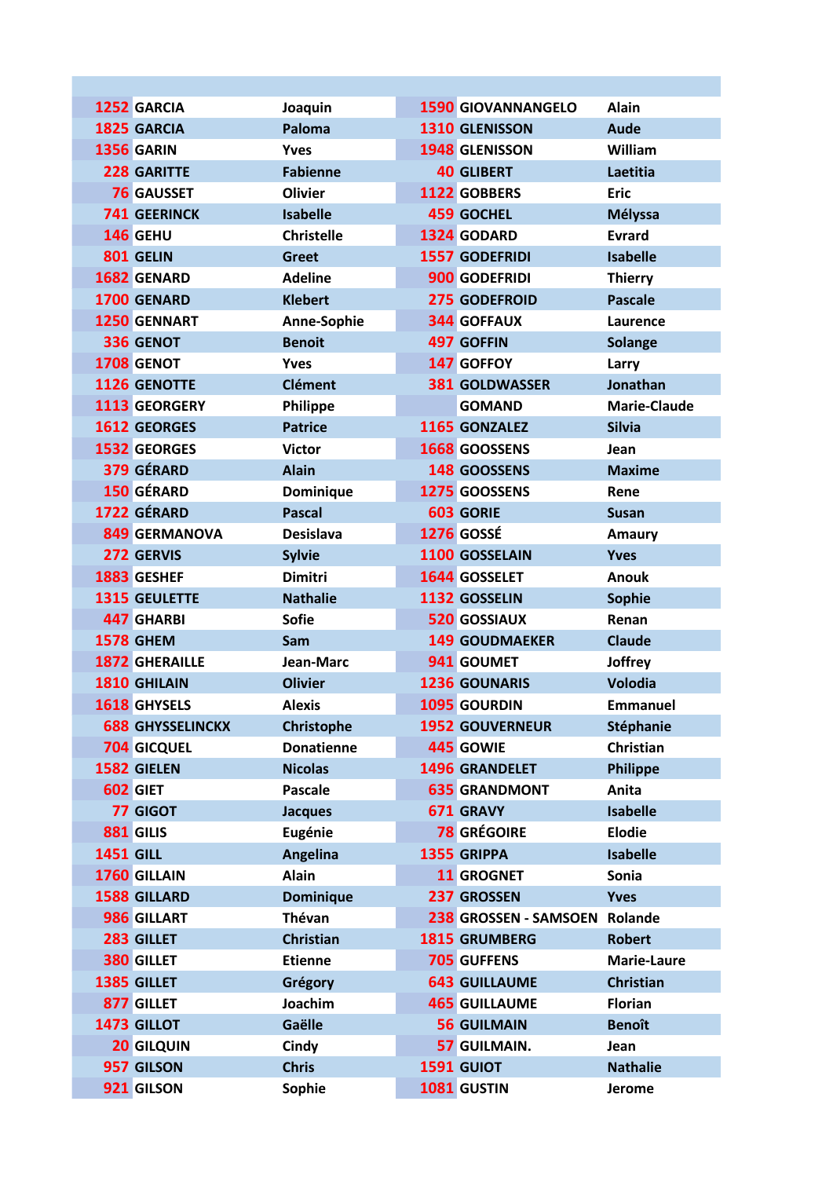| | | | | | |
|---|---|---|---|---|---|
| 1252 | GARCIA | Joaquin | 1590 | GIOVANNANGELO | Alain |
| 1825 | GARCIA | Paloma | 1310 | GLENISSON | Aude |
| 1356 | GARIN | Yves | 1948 | GLENISSON | William |
| 228 | GARITTE | Fabienne | 40 | GLIBERT | Laetitia |
| 76 | GAUSSET | Olivier | 1122 | GOBBERS | Eric |
| 741 | GEERINCK | Isabelle | 459 | GOCHEL | Mélyssa |
| 146 | GEHU | Christelle | 1324 | GODARD | Evrard |
| 801 | GELIN | Greet | 1557 | GODEFRIDI | Isabelle |
| 1682 | GENARD | Adeline | 900 | GODEFRIDI | Thierry |
| 1700 | GENARD | Klebert | 275 | GODEFROID | Pascale |
| 1250 | GENNART | Anne-Sophie | 344 | GOFFAUX | Laurence |
| 336 | GENOT | Benoit | 497 | GOFFIN | Solange |
| 1708 | GENOT | Yves | 147 | GOFFOY | Larry |
| 1126 | GENOTTE | Clément | 381 | GOLDWASSER | Jonathan |
| 1113 | GEORGERY | Philippe | | GOMAND | Marie-Claude |
| 1612 | GEORGES | Patrice | 1165 | GONZALEZ | Silvia |
| 1532 | GEORGES | Victor | 1668 | GOOSSENS | Jean |
| 379 | GÉRARD | Alain | 148 | GOOSSENS | Maxime |
| 150 | GÉRARD | Dominique | 1275 | GOOSSENS | Rene |
| 1722 | GÉRARD | Pascal | 603 | GORIE | Susan |
| 849 | GERMANOVA | Desislava | 1276 | GOSSÉ | Amaury |
| 272 | GERVIS | Sylvie | 1100 | GOSSELAIN | Yves |
| 1883 | GESHEF | Dimitri | 1644 | GOSSELET | Anouk |
| 1315 | GEULETTE | Nathalie | 1132 | GOSSELIN | Sophie |
| 447 | GHARBI | Sofie | 520 | GOSSIAUX | Renan |
| 1578 | GHEM | Sam | 149 | GOUDMAEKER | Claude |
| 1872 | GHERAILLE | Jean-Marc | 941 | GOUMET | Joffrey |
| 1810 | GHILAIN | Olivier | 1236 | GOUNARIS | Volodia |
| 1618 | GHYSELS | Alexis | 1095 | GOURDIN | Emmanuel |
| 688 | GHYSSELINCKX | Christophe | 1952 | GOUVERNEUR | Stéphanie |
| 704 | GICQUEL | Donatienne | 445 | GOWIE | Christian |
| 1582 | GIELEN | Nicolas | 1496 | GRANDELET | Philippe |
| 602 | GIET | Pascale | 635 | GRANDMONT | Anita |
| 77 | GIGOT | Jacques | 671 | GRAVY | Isabelle |
| 881 | GILIS | Eugénie | 78 | GRÉGOIRE | Elodie |
| 1451 | GILL | Angelina | 1355 | GRIPPA | Isabelle |
| 1760 | GILLAIN | Alain | 11 | GROGNET | Sonia |
| 1588 | GILLARD | Dominique | 237 | GROSSEN | Yves |
| 986 | GILLART | Thévan | 238 | GROSSEN - SAMSOEN | Rolande |
| 283 | GILLET | Christian | 1815 | GRUMBERG | Robert |
| 380 | GILLET | Etienne | 705 | GUFFENS | Marie-Laure |
| 1385 | GILLET | Grégory | 643 | GUILLAUME | Christian |
| 877 | GILLET | Joachim | 465 | GUILLAUME | Florian |
| 1473 | GILLOT | Gaëlle | 56 | GUILMAIN | Benoît |
| 20 | GILQUIN | Cindy | 57 | GUILMAIN. | Jean |
| 957 | GILSON | Chris | 1591 | GUIOT | Nathalie |
| 921 | GILSON | Sophie | 1081 | GUSTIN | Jerome |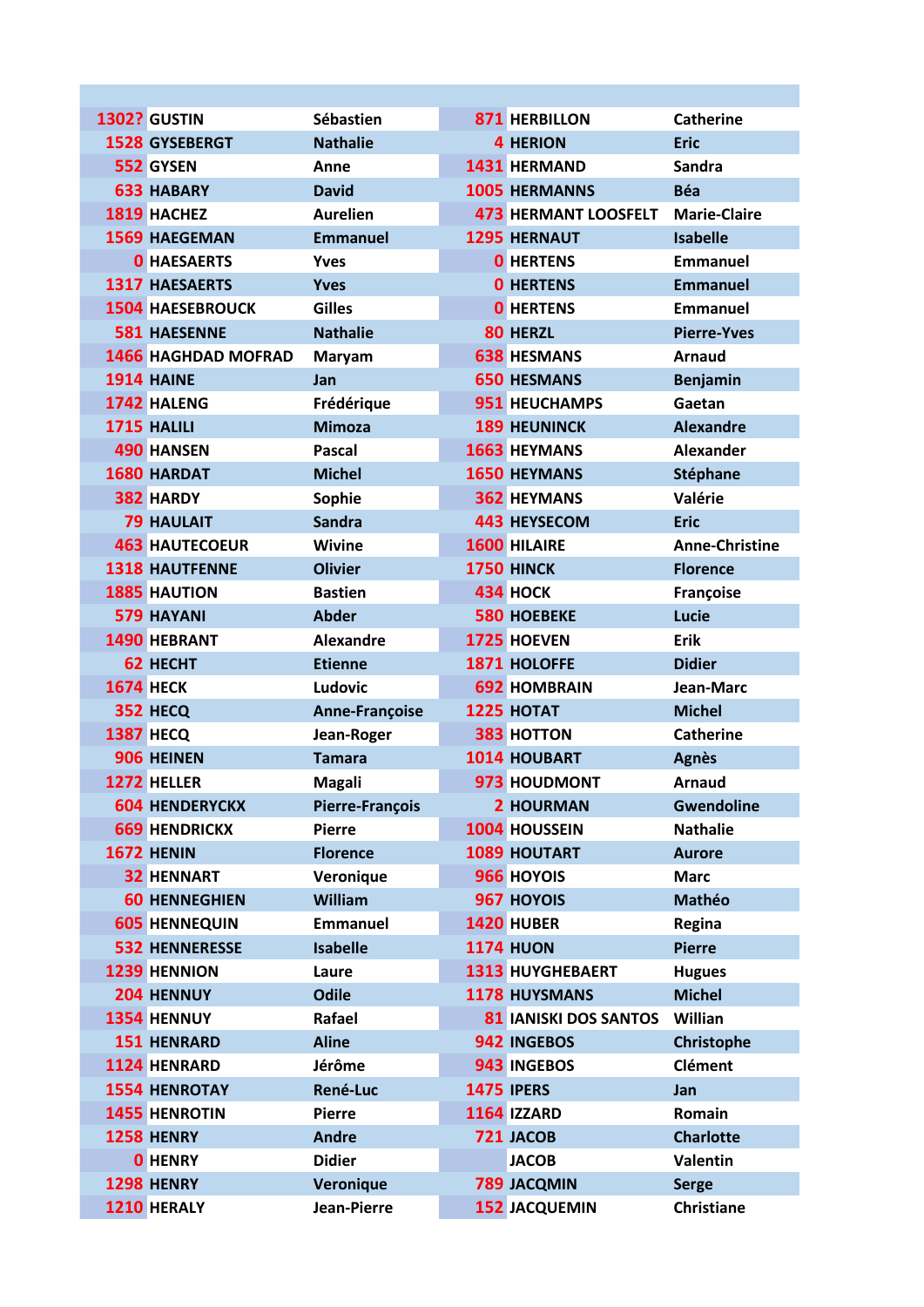| | | | | | |
|---|---|---|---|---|---|
| 1302? | GUSTIN | Sébastien | 871 | HERBILLON | Catherine |
| 1528 | GYSEBERGT | Nathalie | 4 | HERION | Eric |
| 552 | GYSEN | Anne | 1431 | HERMAND | Sandra |
| 633 | HABARY | David | 1005 | HERMANNS | Béa |
| 1819 | HACHEZ | Aurelien | 473 | HERMANT LOOSFELT | Marie-Claire |
| 1569 | HAEGEMAN | Emmanuel | 1295 | HERNAUT | Isabelle |
| 0 | HAESAERTS | Yves | 0 | HERTENS | Emmanuel |
| 1317 | HAESAERTS | Yves | 0 | HERTENS | Emmanuel |
| 1504 | HAESEBROUCK | Gilles | 0 | HERTENS | Emmanuel |
| 581 | HAESENNE | Nathalie | 80 | HERZL | Pierre-Yves |
| 1466 | HAGHDAD MOFRAD | Maryam | 638 | HESMANS | Arnaud |
| 1914 | HAINE | Jan | 650 | HESMANS | Benjamin |
| 1742 | HALENG | Frédérique | 951 | HEUCHAMPS | Gaetan |
| 1715 | HALILI | Mimoza | 189 | HEUNINCK | Alexandre |
| 490 | HANSEN | Pascal | 1663 | HEYMANS | Alexander |
| 1680 | HARDAT | Michel | 1650 | HEYMANS | Stéphane |
| 382 | HARDY | Sophie | 362 | HEYMANS | Valérie |
| 79 | HAULAIT | Sandra | 443 | HEYSECOM | Eric |
| 463 | HAUTECOEUR | Wivine | 1600 | HILAIRE | Anne-Christine |
| 1318 | HAUTFENNE | Olivier | 1750 | HINCK | Florence |
| 1885 | HAUTION | Bastien | 434 | HOCK | Françoise |
| 579 | HAYANI | Abder | 580 | HOEBEKE | Lucie |
| 1490 | HEBRANT | Alexandre | 1725 | HOEVEN | Erik |
| 62 | HECHT | Etienne | 1871 | HOLOFFE | Didier |
| 1674 | HECK | Ludovic | 692 | HOMBRAIN | Jean-Marc |
| 352 | HECQ | Anne-Françoise | 1225 | HOTAT | Michel |
| 1387 | HECQ | Jean-Roger | 383 | HOTTON | Catherine |
| 906 | HEINEN | Tamara | 1014 | HOUBART | Agnès |
| 1272 | HELLER | Magali | 973 | HOUDMONT | Arnaud |
| 604 | HENDERYCKX | Pierre-François | 2 | HOURMAN | Gwendoline |
| 669 | HENDRICKX | Pierre | 1004 | HOUSSEIN | Nathalie |
| 1672 | HENIN | Florence | 1089 | HOUTART | Aurore |
| 32 | HENNART | Veronique | 966 | HOYOIS | Marc |
| 60 | HENNEGHIEN | William | 967 | HOYOIS | Mathéo |
| 605 | HENNEQUIN | Emmanuel | 1420 | HUBER | Regina |
| 532 | HENNERESSE | Isabelle | 1174 | HUON | Pierre |
| 1239 | HENNION | Laure | 1313 | HUYGHEBAERT | Hugues |
| 204 | HENNUY | Odile | 1178 | HUYSMANS | Michel |
| 1354 | HENNUY | Rafael | 81 | IANISKI DOS SANTOS | Willian |
| 151 | HENRARD | Aline | 942 | INGEBOS | Christophe |
| 1124 | HENRARD | Jérôme | 943 | INGEBOS | Clément |
| 1554 | HENROTAY | René-Luc | 1475 | IPERS | Jan |
| 1455 | HENROTIN | Pierre | 1164 | IZZARD | Romain |
| 1258 | HENRY | Andre | 721 | JACOB | Charlotte |
| 0 | HENRY | Didier | | JACOB | Valentin |
| 1298 | HENRY | Veronique | 789 | JACQMIN | Serge |
| 1210 | HERALY | Jean-Pierre | 152 | JACQUEMIN | Christiane |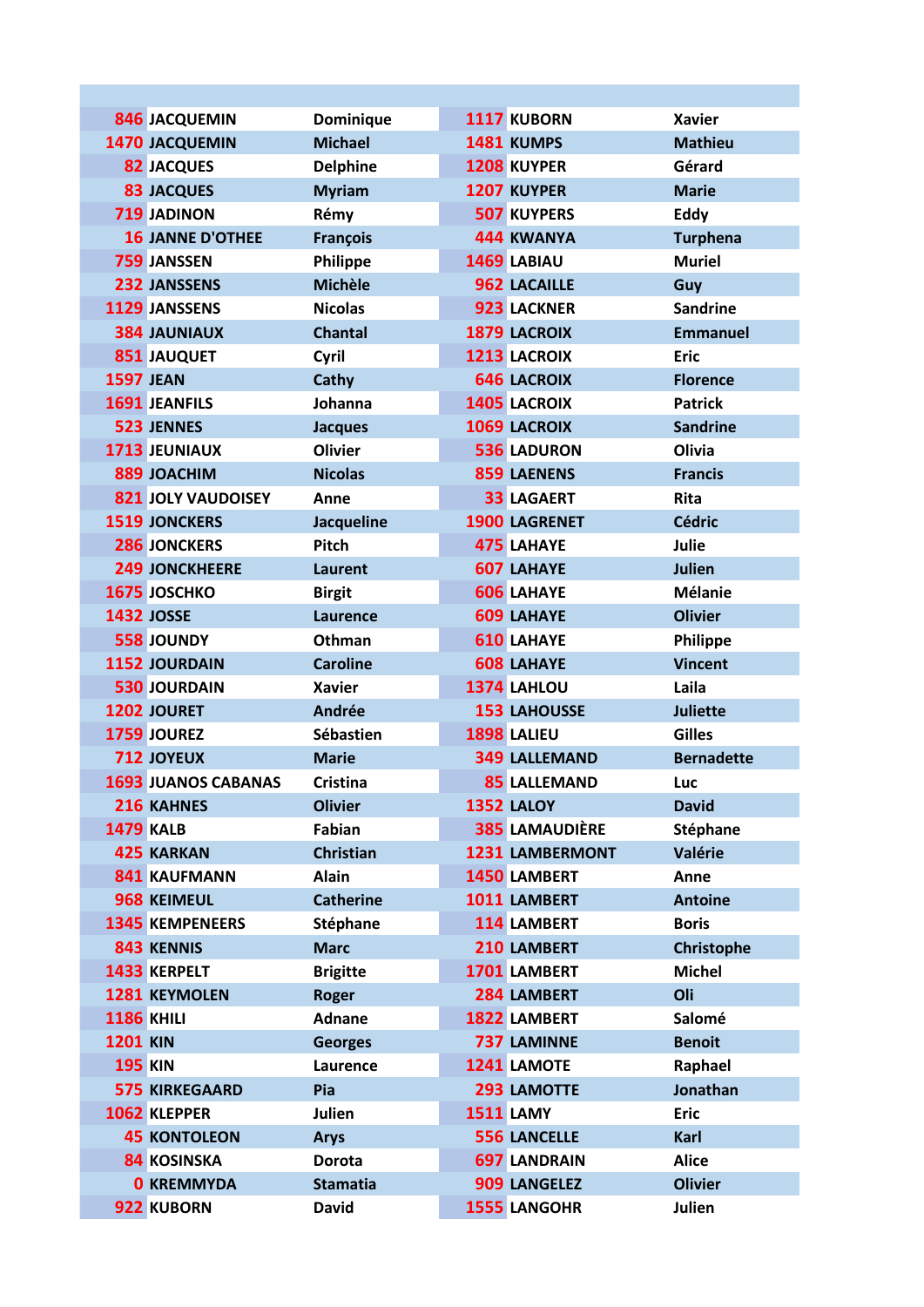| | | | | | |
|---|---|---|---|---|---|
| 846 | JACQUEMIN | Dominique | 1117 | KUBORN | Xavier |
| 1470 | JACQUEMIN | Michael | 1481 | KUMPS | Mathieu |
| 82 | JACQUES | Delphine | 1208 | KUYPER | Gérard |
| 83 | JACQUES | Myriam | 1207 | KUYPER | Marie |
| 719 | JADINON | Rémy | 507 | KUYPERS | Eddy |
| 16 | JANNE D'OTHEE | François | 444 | KWANYA | Turphena |
| 759 | JANSSEN | Philippe | 1469 | LABIAU | Muriel |
| 232 | JANSSENS | Michèle | 962 | LACAILLE | Guy |
| 1129 | JANSSENS | Nicolas | 923 | LACKNER | Sandrine |
| 384 | JAUNIAUX | Chantal | 1879 | LACROIX | Emmanuel |
| 851 | JAUQUET | Cyril | 1213 | LACROIX | Eric |
| 1597 | JEAN | Cathy | 646 | LACROIX | Florence |
| 1691 | JEANFILS | Johanna | 1405 | LACROIX | Patrick |
| 523 | JENNES | Jacques | 1069 | LACROIX | Sandrine |
| 1713 | JEUNIAUX | Olivier | 536 | LADURON | Olivia |
| 889 | JOACHIM | Nicolas | 859 | LAENENS | Francis |
| 821 | JOLY VAUDOISEY | Anne | 33 | LAGAERT | Rita |
| 1519 | JONCKERS | Jacqueline | 1900 | LAGRENET | Cédric |
| 286 | JONCKERS | Pitch | 475 | LAHAYE | Julie |
| 249 | JONCKHEERE | Laurent | 607 | LAHAYE | Julien |
| 1675 | JOSCHKO | Birgit | 606 | LAHAYE | Mélanie |
| 1432 | JOSSE | Laurence | 609 | LAHAYE | Olivier |
| 558 | JOUNDY | Othman | 610 | LAHAYE | Philippe |
| 1152 | JOURDAIN | Caroline | 608 | LAHAYE | Vincent |
| 530 | JOURDAIN | Xavier | 1374 | LAHLOU | Laila |
| 1202 | JOURET | Andrée | 153 | LAHOUSSE | Juliette |
| 1759 | JOUREZ | Sébastien | 1898 | LALIEU | Gilles |
| 712 | JOYEUX | Marie | 349 | LALLEMAND | Bernadette |
| 1693 | JUANOS CABANAS | Cristina | 85 | LALLEMAND | Luc |
| 216 | KAHNES | Olivier | 1352 | LALOY | David |
| 1479 | KALB | Fabian | 385 | LAMAUDIÈRE | Stéphane |
| 425 | KARKAN | Christian | 1231 | LAMBERMONT | Valérie |
| 841 | KAUFMANN | Alain | 1450 | LAMBERT | Anne |
| 968 | KEIMEUL | Catherine | 1011 | LAMBERT | Antoine |
| 1345 | KEMPENEERS | Stéphane | 114 | LAMBERT | Boris |
| 843 | KENNIS | Marc | 210 | LAMBERT | Christophe |
| 1433 | KERPELT | Brigitte | 1701 | LAMBERT | Michel |
| 1281 | KEYMOLEN | Roger | 284 | LAMBERT | Oli |
| 1186 | KHILI | Adnane | 1822 | LAMBERT | Salomé |
| 1201 | KIN | Georges | 737 | LAMINNE | Benoit |
| 195 | KIN | Laurence | 1241 | LAMOTE | Raphael |
| 575 | KIRKEGAARD | Pia | 293 | LAMOTTE | Jonathan |
| 1062 | KLEPPER | Julien | 1511 | LAMY | Eric |
| 45 | KONTOLEON | Arys | 556 | LANCELLE | Karl |
| 84 | KOSINSKA | Dorota | 697 | LANDRAIN | Alice |
| 0 | KREMMYDA | Stamatia | 909 | LANGELEZ | Olivier |
| 922 | KUBORN | David | 1555 | LANGOHR | Julien |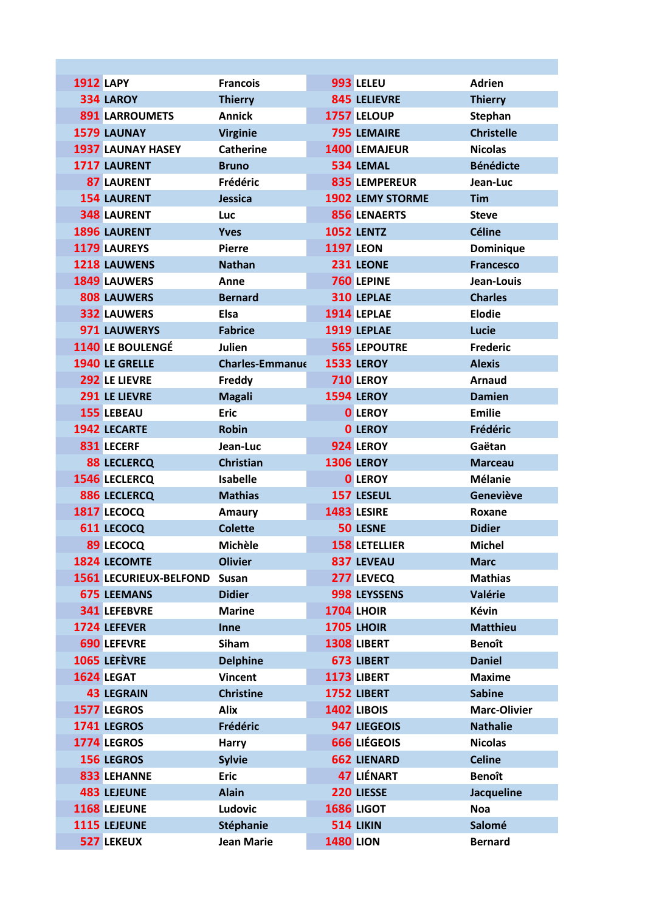| | | | | | |
|---|---|---|---|---|---|
| 1912 | LAPY | Francois | 993 | LELEU | Adrien |
| 334 | LAROY | Thierry | 845 | LELIEVRE | Thierry |
| 891 | LARROUMETS | Annick | 1757 | LELOUP | Stephan |
| 1579 | LAUNAY | Virginie | 795 | LEMAIRE | Christelle |
| 1937 | LAUNAY HASEY | Catherine | 1400 | LEMAJEUR | Nicolas |
| 1717 | LAURENT | Bruno | 534 | LEMAL | Bénédicte |
| 87 | LAURENT | Frédéric | 835 | LEMPEREUR | Jean-Luc |
| 154 | LAURENT | Jessica | 1902 | LEMY STORME | Tim |
| 348 | LAURENT | Luc | 856 | LENAERTS | Steve |
| 1896 | LAURENT | Yves | 1052 | LENTZ | Céline |
| 1179 | LAUREYS | Pierre | 1197 | LEON | Dominique |
| 1218 | LAUWENS | Nathan | 231 | LEONE | Francesco |
| 1849 | LAUWERS | Anne | 760 | LEPINE | Jean-Louis |
| 808 | LAUWERS | Bernard | 310 | LEPLAE | Charles |
| 332 | LAUWERS | Elsa | 1914 | LEPLAE | Elodie |
| 971 | LAUWERYS | Fabrice | 1919 | LEPLAE | Lucie |
| 1140 | LE BOULENGÉ | Julien | 565 | LEPOUTRE | Frederic |
| 1940 | LE GRELLE | Charles-Emmanue | 1533 | LEROY | Alexis |
| 292 | LE LIEVRE | Freddy | 710 | LEROY | Arnaud |
| 291 | LE LIEVRE | Magali | 1594 | LEROY | Damien |
| 155 | LEBEAU | Eric | 0 | LEROY | Emilie |
| 1942 | LECARTE | Robin | 0 | LEROY | Frédéric |
| 831 | LECERF | Jean-Luc | 924 | LEROY | Gaëtan |
| 88 | LECLERCQ | Christian | 1306 | LEROY | Marceau |
| 1546 | LECLERCQ | Isabelle | 0 | LEROY | Mélanie |
| 886 | LECLERCQ | Mathias | 157 | LESEUL | Geneviève |
| 1817 | LECOCQ | Amaury | 1483 | LESIRE | Roxane |
| 611 | LECOCQ | Colette | 50 | LESNE | Didier |
| 89 | LECOCQ | Michèle | 158 | LETELLIER | Michel |
| 1824 | LECOMTE | Olivier | 837 | LEVEAU | Marc |
| 1561 | LECURIEUX-BELFOND | Susan | 277 | LEVECQ | Mathias |
| 675 | LEEMANS | Didier | 998 | LEYSSENS | Valérie |
| 341 | LEFEBVRE | Marine | 1704 | LHOIR | Kévin |
| 1724 | LEFEVER | Inne | 1705 | LHOIR | Matthieu |
| 690 | LEFEVRE | Siham | 1308 | LIBERT | Benoît |
| 1065 | LEFÈVRE | Delphine | 673 | LIBERT | Daniel |
| 1624 | LEGAT | Vincent | 1173 | LIBERT | Maxime |
| 43 | LEGRAIN | Christine | 1752 | LIBERT | Sabine |
| 1577 | LEGROS | Alix | 1402 | LIBOIS | Marc-Olivier |
| 1741 | LEGROS | Frédéric | 947 | LIEGEOIS | Nathalie |
| 1774 | LEGROS | Harry | 666 | LIÉGEOIS | Nicolas |
| 156 | LEGROS | Sylvie | 662 | LIENARD | Celine |
| 833 | LEHANNE | Eric | 47 | LIÉNART | Benoît |
| 483 | LEJEUNE | Alain | 220 | LIESSE | Jacqueline |
| 1168 | LEJEUNE | Ludovic | 1686 | LIGOT | Noa |
| 1115 | LEJEUNE | Stéphanie | 514 | LIKIN | Salomé |
| 527 | LEKEUX | Jean Marie | 1480 | LION | Bernard |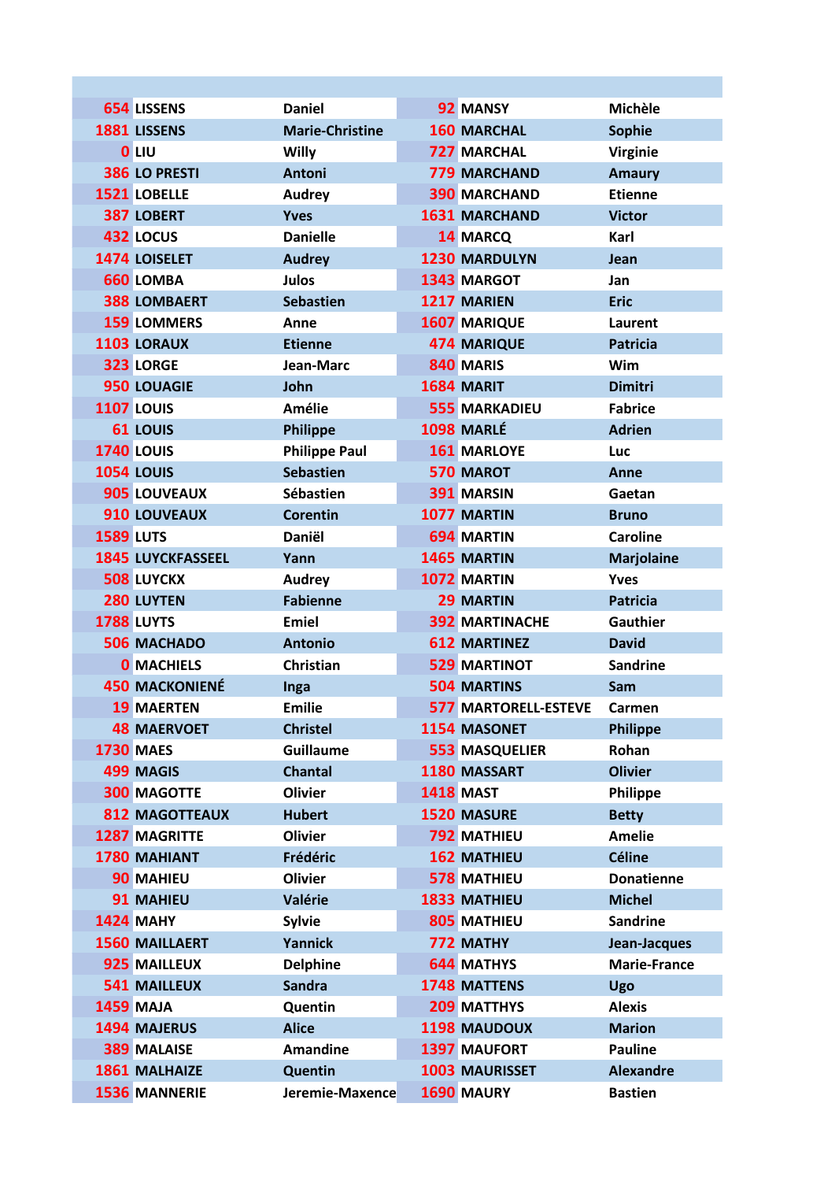| | | | | | |
|---|---|---|---|---|---|
| 654 | LISSENS | Daniel | 92 | MANSY | Michèle |
| 1881 | LISSENS | Marie-Christine | 160 | MARCHAL | Sophie |
| 0 | LIU | Willy | 727 | MARCHAL | Virginie |
| 386 | LO PRESTI | Antoni | 779 | MARCHAND | Amaury |
| 1521 | LOBELLE | Audrey | 390 | MARCHAND | Etienne |
| 387 | LOBERT | Yves | 1631 | MARCHAND | Victor |
| 432 | LOCUS | Danielle | 14 | MARCQ | Karl |
| 1474 | LOISELET | Audrey | 1230 | MARDULYN | Jean |
| 660 | LOMBA | Julos | 1343 | MARGOT | Jan |
| 388 | LOMBAERT | Sebastien | 1217 | MARIEN | Eric |
| 159 | LOMMERS | Anne | 1607 | MARIQUE | Laurent |
| 1103 | LORAUX | Etienne | 474 | MARIQUE | Patricia |
| 323 | LORGE | Jean-Marc | 840 | MARIS | Wim |
| 950 | LOUAGIE | John | 1684 | MARIT | Dimitri |
| 1107 | LOUIS | Amélie | 555 | MARKADIEU | Fabrice |
| 61 | LOUIS | Philippe | 1098 | MARLÉ | Adrien |
| 1740 | LOUIS | Philippe Paul | 161 | MARLOYE | Luc |
| 1054 | LOUIS | Sebastien | 570 | MAROT | Anne |
| 905 | LOUVEAUX | Sébastien | 391 | MARSIN | Gaetan |
| 910 | LOUVEAUX | Corentin | 1077 | MARTIN | Bruno |
| 1589 | LUTS | Daniël | 694 | MARTIN | Caroline |
| 1845 | LUYCKFASSEEL | Yann | 1465 | MARTIN | Marjolaine |
| 508 | LUYCKX | Audrey | 1072 | MARTIN | Yves |
| 280 | LUYTEN | Fabienne | 29 | MARTIN | Patricia |
| 1788 | LUYTS | Emiel | 392 | MARTINACHE | Gauthier |
| 506 | MACHADO | Antonio | 612 | MARTINEZ | David |
| 0 | MACHIELS | Christian | 529 | MARTINOT | Sandrine |
| 450 | MACKONIENÉ | Inga | 504 | MARTINS | Sam |
| 19 | MAERTEN | Emilie | 577 | MARTORELL-ESTEVE | Carmen |
| 48 | MAERVOET | Christel | 1154 | MASONET | Philippe |
| 1730 | MAES | Guillaume | 553 | MASQUELIER | Rohan |
| 499 | MAGIS | Chantal | 1180 | MASSART | Olivier |
| 300 | MAGOTTE | Olivier | 1418 | MAST | Philippe |
| 812 | MAGOTTEAUX | Hubert | 1520 | MASURE | Betty |
| 1287 | MAGRITTE | Olivier | 792 | MATHIEU | Amelie |
| 1780 | MAHIANT | Frédéric | 162 | MATHIEU | Céline |
| 90 | MAHIEU | Olivier | 578 | MATHIEU | Donatienne |
| 91 | MAHIEU | Valérie | 1833 | MATHIEU | Michel |
| 1424 | MAHY | Sylvie | 805 | MATHIEU | Sandrine |
| 1560 | MAILLAERT | Yannick | 772 | MATHY | Jean-Jacques |
| 925 | MAILLEUX | Delphine | 644 | MATHYS | Marie-France |
| 541 | MAILLEUX | Sandra | 1748 | MATTENS | Ugo |
| 1459 | MAJA | Quentin | 209 | MATTHYS | Alexis |
| 1494 | MAJERUS | Alice | 1198 | MAUDOUX | Marion |
| 389 | MALAISE | Amandine | 1397 | MAUFORT | Pauline |
| 1861 | MALHAIZE | Quentin | 1003 | MAURISSET | Alexandre |
| 1536 | MANNERIE | Jeremie-Maxence | 1690 | MAURY | Bastien |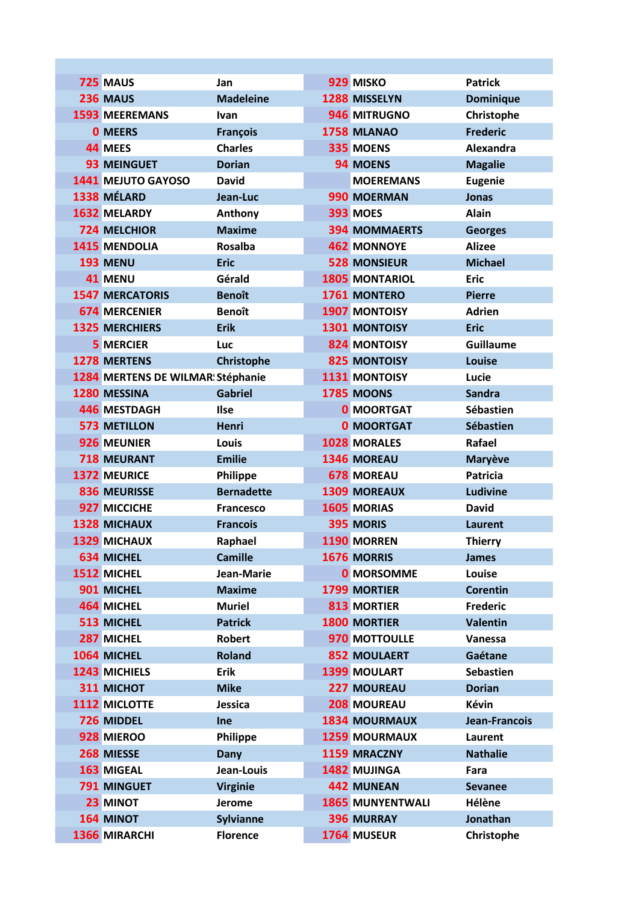| | | | | | |
|---|---|---|---|---|---|
| 725 | MAUS | Jan | 929 | MISKO | Patrick |
| 236 | MAUS | Madeleine | 1288 | MISSELYN | Dominique |
| 1593 | MEEREMANS | Ivan | 946 | MITRUGNO | Christophe |
| 0 | MEERS | François | 1758 | MLANAO | Frederic |
| 44 | MEES | Charles | 335 | MOENS | Alexandra |
| 93 | MEINGUET | Dorian | 94 | MOENS | Magalie |
| 1441 | MEJUTO GAYOSO | David | | MOEREMANS | Eugenie |
| 1338 | MÉLARD | Jean-Luc | 990 | MOERMAN | Jonas |
| 1632 | MELARDY | Anthony | 393 | MOES | Alain |
| 724 | MELCHIOR | Maxime | 394 | MOMMAERTS | Georges |
| 1415 | MENDOLIA | Rosalba | 462 | MONNOYE | Alizee |
| 193 | MENU | Eric | 528 | MONSIEUR | Michael |
| 41 | MENU | Gérald | 1805 | MONTARIOL | Eric |
| 1547 | MERCATORIS | Benoît | 1761 | MONTERO | Pierre |
| 674 | MERCENIER | Benoît | 1907 | MONTOISY | Adrien |
| 1325 | MERCHIERS | Erik | 1301 | MONTOISY | Eric |
| 5 | MERCIER | Luc | 824 | MONTOISY | Guillaume |
| 1278 | MERTENS | Christophe | 825 | MONTOISY | Louise |
| 1284 | MERTENS DE WILMAR! | Stéphanie | 1131 | MONTOISY | Lucie |
| 1280 | MESSINA | Gabriel | 1785 | MOONS | Sandra |
| 446 | MESTDAGH | Ilse | 0 | MOORTGAT | Sébastien |
| 573 | METILLON | Henri | 0 | MOORTGAT | Sébastien |
| 926 | MEUNIER | Louis | 1028 | MORALES | Rafael |
| 718 | MEURANT | Emilie | 1346 | MOREAU | Maryève |
| 1372 | MEURICE | Philippe | 678 | MOREAU | Patricia |
| 836 | MEURISSE | Bernadette | 1309 | MOREAUX | Ludivine |
| 927 | MICCICHE | Francesco | 1605 | MORIAS | David |
| 1328 | MICHAUX | Francois | 395 | MORIS | Laurent |
| 1329 | MICHAUX | Raphael | 1190 | MORREN | Thierry |
| 634 | MICHEL | Camille | 1676 | MORRIS | James |
| 1512 | MICHEL | Jean-Marie | 0 | MORSOMME | Louise |
| 901 | MICHEL | Maxime | 1799 | MORTIER | Corentin |
| 464 | MICHEL | Muriel | 813 | MORTIER | Frederic |
| 513 | MICHEL | Patrick | 1800 | MORTIER | Valentin |
| 287 | MICHEL | Robert | 970 | MOTTOULLE | Vanessa |
| 1064 | MICHEL | Roland | 852 | MOULAERT | Gaétane |
| 1243 | MICHIELS | Erik | 1399 | MOULART | Sebastien |
| 311 | MICHOT | Mike | 227 | MOUREAU | Dorian |
| 1112 | MICLOTTE | Jessica | 208 | MOUREAU | Kévin |
| 726 | MIDDEL | Ine | 1834 | MOURMAUX | Jean-Francois |
| 928 | MIEROO | Philippe | 1259 | MOURMAUX | Laurent |
| 268 | MIESSE | Dany | 1159 | MRACZNY | Nathalie |
| 163 | MIGEAL | Jean-Louis | 1482 | MUJINGA | Fara |
| 791 | MINGUET | Virginie | 442 | MUNEAN | Sevanee |
| 23 | MINOT | Jerome | 1865 | MUNYENTWALI | Hélène |
| 164 | MINOT | Sylvianne | 396 | MURRAY | Jonathan |
| 1366 | MIRARCHI | Florence | 1764 | MUSEUR | Christophe |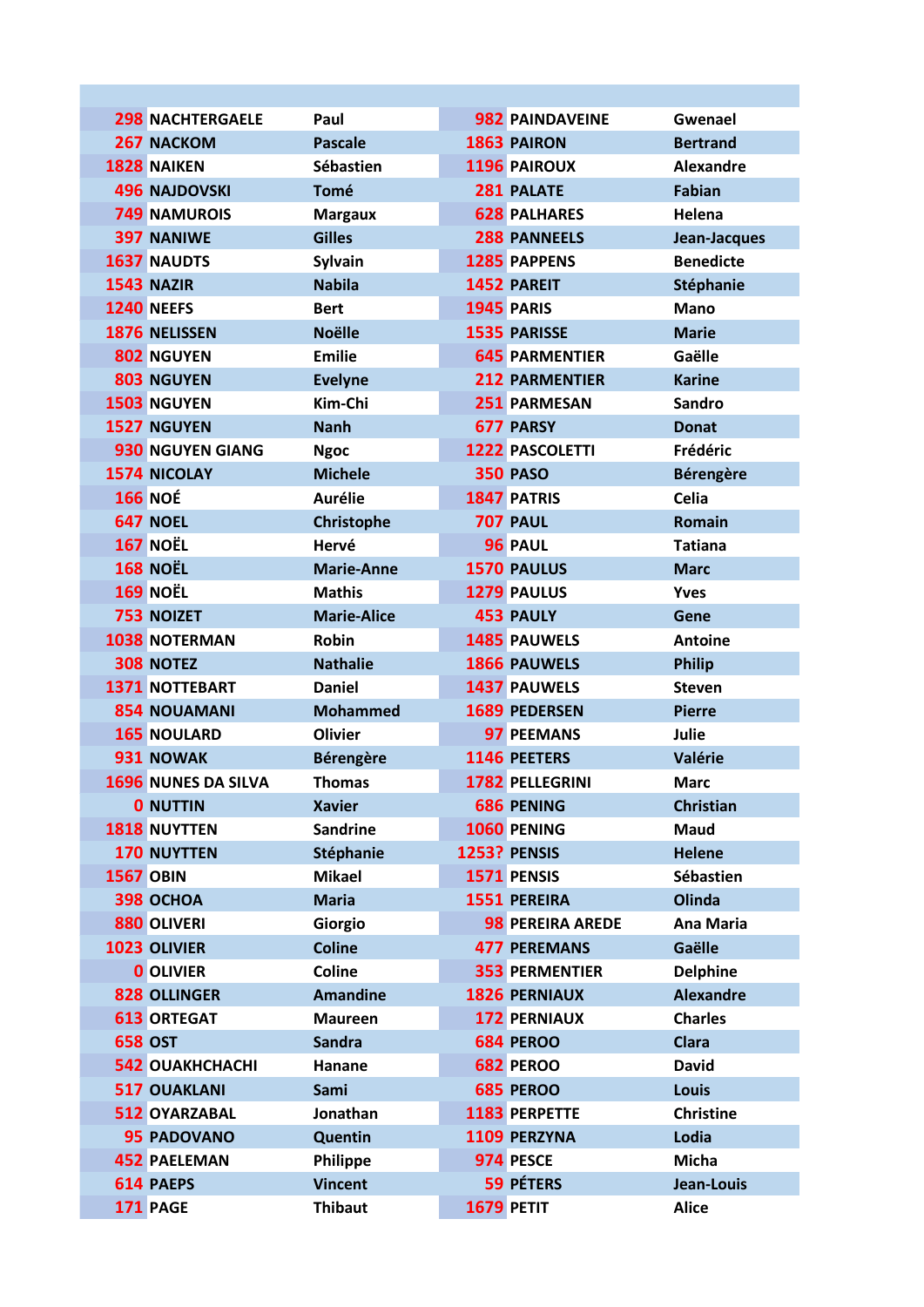| | | | | | |
|---|---|---|---|---|---|
| 298 | NACHTERGAELE | Paul | 982 | PAINDAVEINE | Gwenael |
| 267 | NACKOM | Pascale | 1863 | PAIRON | Bertrand |
| 1828 | NAIKEN | Sébastien | 1196 | PAIROUX | Alexandre |
| 496 | NAJDOVSKI | Tomé | 281 | PALATE | Fabian |
| 749 | NAMUROIS | Margaux | 628 | PALHARES | Helena |
| 397 | NANIWE | Gilles | 288 | PANNEELS | Jean-Jacques |
| 1637 | NAUDTS | Sylvain | 1285 | PAPPENS | Benedicte |
| 1543 | NAZIR | Nabila | 1452 | PAREIT | Stéphanie |
| 1240 | NEEFS | Bert | 1945 | PARIS | Mano |
| 1876 | NELISSEN | Noëlle | 1535 | PARISSE | Marie |
| 802 | NGUYEN | Emilie | 645 | PARMENTIER | Gaëlle |
| 803 | NGUYEN | Evelyne | 212 | PARMENTIER | Karine |
| 1503 | NGUYEN | Kim-Chi | 251 | PARMESAN | Sandro |
| 1527 | NGUYEN | Nanh | 677 | PARSY | Donat |
| 930 | NGUYEN GIANG | Ngoc | 1222 | PASCOLETTI | Frédéric |
| 1574 | NICOLAY | Michele | 350 | PASO | Bérengère |
| 166 | NOÉ | Aurélie | 1847 | PATRIS | Celia |
| 647 | NOEL | Christophe | 707 | PAUL | Romain |
| 167 | NOËL | Hervé | 96 | PAUL | Tatiana |
| 168 | NOËL | Marie-Anne | 1570 | PAULUS | Marc |
| 169 | NOËL | Mathis | 1279 | PAULUS | Yves |
| 753 | NOIZET | Marie-Alice | 453 | PAULY | Gene |
| 1038 | NOTERMAN | Robin | 1485 | PAUWELS | Antoine |
| 308 | NOTEZ | Nathalie | 1866 | PAUWELS | Philip |
| 1371 | NOTTEBART | Daniel | 1437 | PAUWELS | Steven |
| 854 | NOUAMANI | Mohammed | 1689 | PEDERSEN | Pierre |
| 165 | NOULARD | Olivier | 97 | PEEMANS | Julie |
| 931 | NOWAK | Bérengère | 1146 | PEETERS | Valérie |
| 1696 | NUNES DA SILVA | Thomas | 1782 | PELLEGRINI | Marc |
| 0 | NUTTIN | Xavier | 686 | PENING | Christian |
| 1818 | NUYTTEN | Sandrine | 1060 | PENING | Maud |
| 170 | NUYTTEN | Stéphanie | 1253? | PENSIS | Helene |
| 1567 | OBIN | Mikael | 1571 | PENSIS | Sébastien |
| 398 | OCHOA | Maria | 1551 | PEREIRA | Olinda |
| 880 | OLIVERI | Giorgio | 98 | PEREIRA AREDE | Ana Maria |
| 1023 | OLIVIER | Coline | 477 | PEREMANS | Gaëlle |
| 0 | OLIVIER | Coline | 353 | PERMENTIER | Delphine |
| 828 | OLLINGER | Amandine | 1826 | PERNIAUX | Alexandre |
| 613 | ORTEGAT | Maureen | 172 | PERNIAUX | Charles |
| 658 | OST | Sandra | 684 | PEROO | Clara |
| 542 | OUAKHCHACHI | Hanane | 682 | PEROO | David |
| 517 | OUAKLANI | Sami | 685 | PEROO | Louis |
| 512 | OYARZABAL | Jonathan | 1183 | PERPETTE | Christine |
| 95 | PADOVANO | Quentin | 1109 | PERZYNA | Lodia |
| 452 | PAELEMAN | Philippe | 974 | PESCE | Micha |
| 614 | PAEPS | Vincent | 59 | PÉTERS | Jean-Louis |
| 171 | PAGE | Thibaut | 1679 | PETIT | Alice |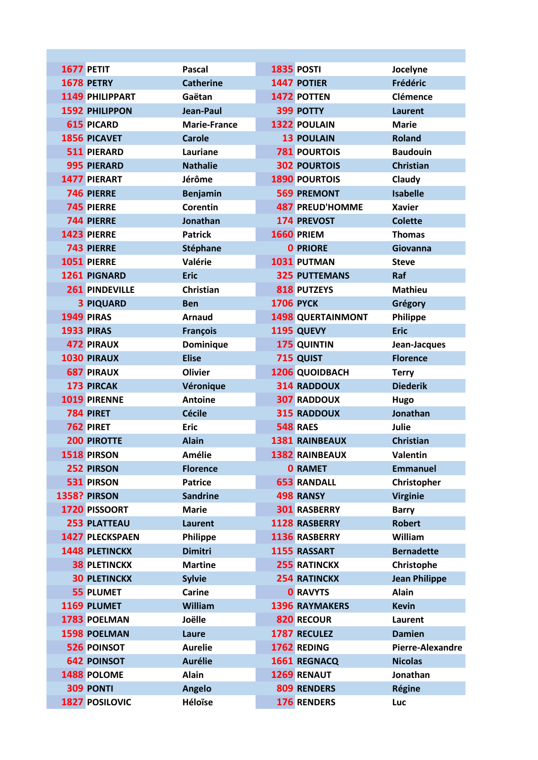| | | | | | |
|---|---|---|---|---|---|
| 1677 | PETIT | Pascal | 1835 | POSTI | Jocelyne |
| 1678 | PETRY | Catherine | 1447 | POTIER | Frédéric |
| 1149 | PHILIPPART | Gaëtan | 1472 | POTTEN | Clémence |
| 1592 | PHILIPPON | Jean-Paul | 399 | POTTY | Laurent |
| 615 | PICARD | Marie-France | 1322 | POULAIN | Marie |
| 1856 | PICAVET | Carole | 13 | POULAIN | Roland |
| 511 | PIERARD | Lauriane | 781 | POURTOIS | Baudouin |
| 995 | PIERARD | Nathalie | 302 | POURTOIS | Christian |
| 1477 | PIERART | Jérôme | 1890 | POURTOIS | Claudy |
| 746 | PIERRE | Benjamin | 569 | PREMONT | Isabelle |
| 745 | PIERRE | Corentin | 487 | PREUD'HOMME | Xavier |
| 744 | PIERRE | Jonathan | 174 | PREVOST | Colette |
| 1423 | PIERRE | Patrick | 1660 | PRIEM | Thomas |
| 743 | PIERRE | Stéphane | 0 | PRIORE | Giovanna |
| 1051 | PIERRE | Valérie | 1031 | PUTMAN | Steve |
| 1261 | PIGNARD | Eric | 325 | PUTTEMANS | Raf |
| 261 | PINDEVILLE | Christian | 818 | PUTZEYS | Mathieu |
| 3 | PIQUARD | Ben | 1706 | PYCK | Grégory |
| 1949 | PIRAS | Arnaud | 1498 | QUERTAINMONT | Philippe |
| 1933 | PIRAS | François | 1195 | QUEVY | Eric |
| 472 | PIRAUX | Dominique | 175 | QUINTIN | Jean-Jacques |
| 1030 | PIRAUX | Elise | 715 | QUIST | Florence |
| 687 | PIRAUX | Olivier | 1206 | QUOIDBACH | Terry |
| 173 | PIRCAK | Véronique | 314 | RADDOUX | Diederik |
| 1019 | PIRENNE | Antoine | 307 | RADDOUX | Hugo |
| 784 | PIRET | Cécile | 315 | RADDOUX | Jonathan |
| 762 | PIRET | Eric | 548 | RAES | Julie |
| 200 | PIROTTE | Alain | 1381 | RAINBEAUX | Christian |
| 1518 | PIRSON | Amélie | 1382 | RAINBEAUX | Valentin |
| 252 | PIRSON | Florence | 0 | RAMET | Emmanuel |
| 531 | PIRSON | Patrice | 653 | RANDALL | Christopher |
| 1358? | PIRSON | Sandrine | 498 | RANSY | Virginie |
| 1720 | PISSOORT | Marie | 301 | RASBERRY | Barry |
| 253 | PLATTEAU | Laurent | 1128 | RASBERRY | Robert |
| 1427 | PLECKSPAEN | Philippe | 1136 | RASBERRY | William |
| 1448 | PLETINCKX | Dimitri | 1155 | RASSART | Bernadette |
| 38 | PLETINCKX | Martine | 255 | RATINCKX | Christophe |
| 30 | PLETINCKX | Sylvie | 254 | RATINCKX | Jean Philippe |
| 55 | PLUMET | Carine | 0 | RAVYTS | Alain |
| 1169 | PLUMET | William | 1396 | RAYMAKERS | Kevin |
| 1783 | POELMAN | Joëlle | 820 | RECOUR | Laurent |
| 1598 | POELMAN | Laure | 1787 | RECULEZ | Damien |
| 526 | POINSOT | Aurelie | 1762 | REDING | Pierre-Alexandre |
| 642 | POINSOT | Aurélie | 1661 | REGNACQ | Nicolas |
| 1488 | POLOME | Alain | 1269 | RENAUT | Jonathan |
| 309 | PONTI | Angelo | 809 | RENDERS | Régine |
| 1827 | POSILOVIC | Héloïse | 176 | RENDERS | Luc |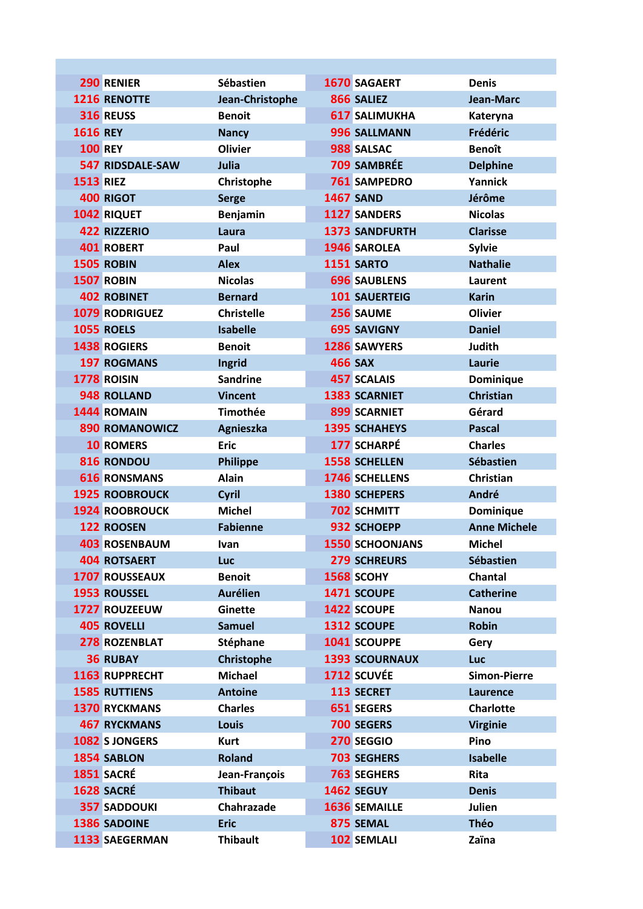| | | | | | |
|---|---|---|---|---|---|
| 290 | RENIER | Sébastien | 1670 | SAGAERT | Denis |
| 1216 | RENOTTE | Jean-Christophe | 866 | SALIEZ | Jean-Marc |
| 316 | REUSS | Benoit | 617 | SALIMUKHA | Kateryna |
| 1616 | REY | Nancy | 996 | SALLMANN | Frédéric |
| 100 | REY | Olivier | 988 | SALSAC | Benoît |
| 547 | RIDSDALE-SAW | Julia | 709 | SAMBRÉE | Delphine |
| 1513 | RIEZ | Christophe | 761 | SAMPEDRO | Yannick |
| 400 | RIGOT | Serge | 1467 | SAND | Jérôme |
| 1042 | RIQUET | Benjamin | 1127 | SANDERS | Nicolas |
| 422 | RIZZERIO | Laura | 1373 | SANDFURTH | Clarisse |
| 401 | ROBERT | Paul | 1946 | SAROLEA | Sylvie |
| 1505 | ROBIN | Alex | 1151 | SARTO | Nathalie |
| 1507 | ROBIN | Nicolas | 696 | SAUBLENS | Laurent |
| 402 | ROBINET | Bernard | 101 | SAUERTEIG | Karin |
| 1079 | RODRIGUEZ | Christelle | 256 | SAUME | Olivier |
| 1055 | ROELS | Isabelle | 695 | SAVIGNY | Daniel |
| 1438 | ROGIERS | Benoit | 1286 | SAWYERS | Judith |
| 197 | ROGMANS | Ingrid | 466 | SAX | Laurie |
| 1778 | ROISIN | Sandrine | 457 | SCALAIS | Dominique |
| 948 | ROLLAND | Vincent | 1383 | SCARNIET | Christian |
| 1444 | ROMAIN | Timothée | 899 | SCARNIET | Gérard |
| 890 | ROMANOWICZ | Agnieszka | 1395 | SCHAHEYS | Pascal |
| 10 | ROMERS | Eric | 177 | SCHARPÉ | Charles |
| 816 | RONDOU | Philippe | 1558 | SCHELLEN | Sébastien |
| 616 | RONSMANS | Alain | 1746 | SCHELLENS | Christian |
| 1925 | ROOBROUCK | Cyril | 1380 | SCHEPERS | André |
| 1924 | ROOBROUCK | Michel | 702 | SCHMITT | Dominique |
| 122 | ROOSEN | Fabienne | 932 | SCHOEPP | Anne Michele |
| 403 | ROSENBAUM | Ivan | 1550 | SCHOONJANS | Michel |
| 404 | ROTSAERT | Luc | 279 | SCHREURS | Sébastien |
| 1707 | ROUSSEAUX | Benoit | 1568 | SCOHY | Chantal |
| 1953 | ROUSSEL | Aurélien | 1471 | SCOUPE | Catherine |
| 1727 | ROUZEEUW | Ginette | 1422 | SCOUPE | Nanou |
| 405 | ROVELLI | Samuel | 1312 | SCOUPE | Robin |
| 278 | ROZENBLAT | Stéphane | 1041 | SCOUPPE | Gery |
| 36 | RUBAY | Christophe | 1393 | SCOURNAUX | Luc |
| 1163 | RUPPRECHT | Michael | 1712 | SCUVÉE | Simon-Pierre |
| 1585 | RUTTIENS | Antoine | 113 | SECRET | Laurence |
| 1370 | RYCKMANS | Charles | 651 | SEGERS | Charlotte |
| 467 | RYCKMANS | Louis | 700 | SEGERS | Virginie |
| 1082 | S JONGERS | Kurt | 270 | SEGGIO | Pino |
| 1854 | SABLON | Roland | 703 | SEGHERS | Isabelle |
| 1851 | SACRÉ | Jean-François | 763 | SEGHERS | Rita |
| 1628 | SACRÉ | Thibaut | 1462 | SEGUY | Denis |
| 357 | SADDOUKI | Chahrazade | 1636 | SEMAILLE | Julien |
| 1386 | SADOINE | Eric | 875 | SEMAL | Théo |
| 1133 | SAEGERMAN | Thibault | 102 | SEMLALI | Zaïna |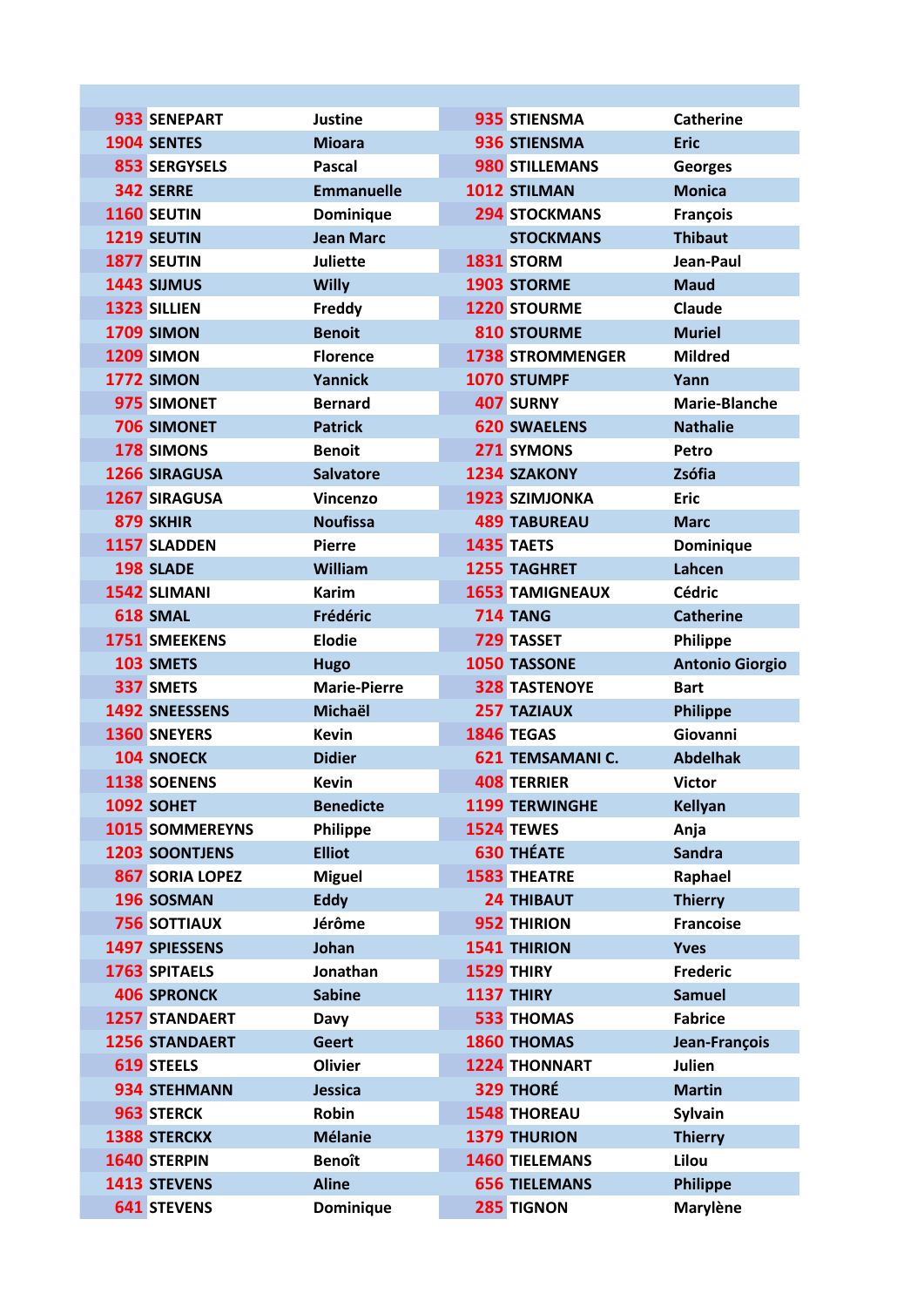| | | | | | |
|---|---|---|---|---|---|
| 933 | SENEPART | Justine | 935 | STIENSMA | Catherine |
| 1904 | SENTES | Mioara | 936 | STIENSMA | Eric |
| 853 | SERGYSELS | Pascal | 980 | STILLEMANS | Georges |
| 342 | SERRE | Emmanuelle | 1012 | STILMAN | Monica |
| 1160 | SEUTIN | Dominique | 294 | STOCKMANS | François |
| 1219 | SEUTIN | Jean Marc | | STOCKMANS | Thibaut |
| 1877 | SEUTIN | Juliette | 1831 | STORM | Jean-Paul |
| 1443 | SIJMUS | Willy | 1903 | STORME | Maud |
| 1323 | SILLIEN | Freddy | 1220 | STOURME | Claude |
| 1709 | SIMON | Benoit | 810 | STOURME | Muriel |
| 1209 | SIMON | Florence | 1738 | STROMMENGER | Mildred |
| 1772 | SIMON | Yannick | 1070 | STUMPF | Yann |
| 975 | SIMONET | Bernard | 407 | SURNY | Marie-Blanche |
| 706 | SIMONET | Patrick | 620 | SWAELENS | Nathalie |
| 178 | SIMONS | Benoit | 271 | SYMONS | Petro |
| 1266 | SIRAGUSA | Salvatore | 1234 | SZAKONY | Zsófia |
| 1267 | SIRAGUSA | Vincenzo | 1923 | SZIMJONKA | Eric |
| 879 | SKHIR | Noufissa | 489 | TABUREAU | Marc |
| 1157 | SLADDEN | Pierre | 1435 | TAETS | Dominique |
| 198 | SLADE | William | 1255 | TAGHRET | Lahcen |
| 1542 | SLIMANI | Karim | 1653 | TAMIGNEAUX | Cédric |
| 618 | SMAL | Frédéric | 714 | TANG | Catherine |
| 1751 | SMEEKENS | Elodie | 729 | TASSET | Philippe |
| 103 | SMETS | Hugo | 1050 | TASSONE | Antonio Giorgio |
| 337 | SMETS | Marie-Pierre | 328 | TASTENOYE | Bart |
| 1492 | SNEESSENS | Michaël | 257 | TAZIAUX | Philippe |
| 1360 | SNEYERS | Kevin | 1846 | TEGAS | Giovanni |
| 104 | SNOECK | Didier | 621 | TEMSAMANI C. | Abdelhak |
| 1138 | SOENENS | Kevin | 408 | TERRIER | Victor |
| 1092 | SOHET | Benedicte | 1199 | TERWINGHE | Kellyan |
| 1015 | SOMMEREYNS | Philippe | 1524 | TEWES | Anja |
| 1203 | SOONTJENS | Elliot | 630 | THÉATE | Sandra |
| 867 | SORIA LOPEZ | Miguel | 1583 | THEATRE | Raphael |
| 196 | SOSMAN | Eddy | 24 | THIBAUT | Thierry |
| 756 | SOTTIAUX | Jérôme | 952 | THIRION | Francoise |
| 1497 | SPIESSENS | Johan | 1541 | THIRION | Yves |
| 1763 | SPITAELS | Jonathan | 1529 | THIRY | Frederic |
| 406 | SPRONCK | Sabine | 1137 | THIRY | Samuel |
| 1257 | STANDAERT | Davy | 533 | THOMAS | Fabrice |
| 1256 | STANDAERT | Geert | 1860 | THOMAS | Jean-François |
| 619 | STEELS | Olivier | 1224 | THONNART | Julien |
| 934 | STEHMANN | Jessica | 329 | THORÉ | Martin |
| 963 | STERCK | Robin | 1548 | THOREAU | Sylvain |
| 1388 | STERCKX | Mélanie | 1379 | THURION | Thierry |
| 1640 | STERPIN | Benoît | 1460 | TIELEMANS | Lilou |
| 1413 | STEVENS | Aline | 656 | TIELEMANS | Philippe |
| 641 | STEVENS | Dominique | 285 | TIGNON | Marylène |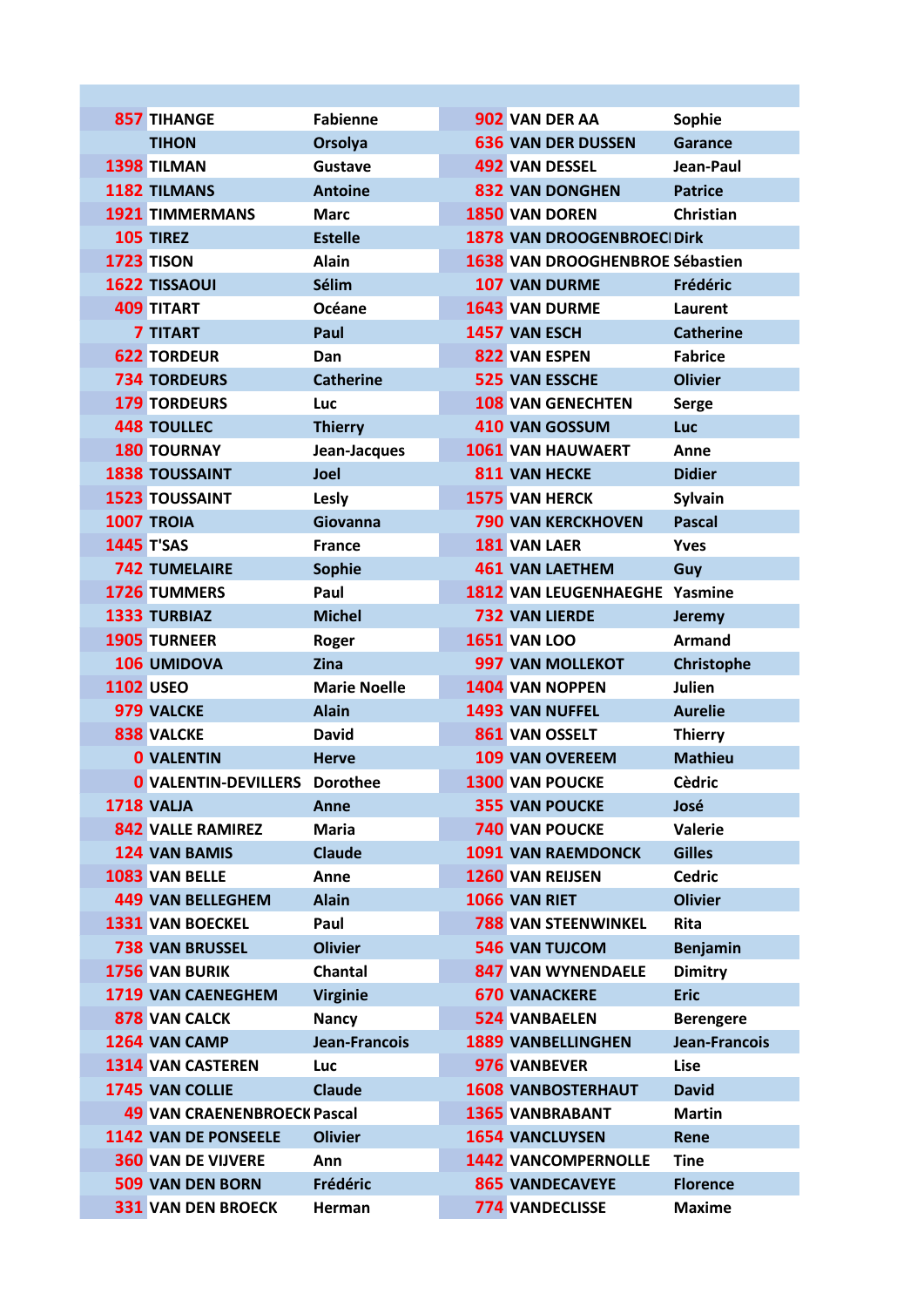| | | | | | |
|---|---|---|---|---|---|
| 857 | TIHANGE | Fabienne | 902 | VAN DER AA | Sophie |
| | TIHON | Orsolya | 636 | VAN DER DUSSEN | Garance |
| 1398 | TILMAN | Gustave | 492 | VAN DESSEL | Jean-Paul |
| 1182 | TILMANS | Antoine | 832 | VAN DONGHEN | Patrice |
| 1921 | TIMMERMANS | Marc | 1850 | VAN DOREN | Christian |
| 105 | TIREZ | Estelle | 1878 | VAN DROOGENBROECI | Dirk |
| 1723 | TISON | Alain | 1638 | VAN DROOGHENBROE | Sébastien |
| 1622 | TISSAOUI | Sélim | 107 | VAN DURME | Frédéric |
| 409 | TITART | Océane | 1643 | VAN DURME | Laurent |
| 7 | TITART | Paul | 1457 | VAN ESCH | Catherine |
| 622 | TORDEUR | Dan | 822 | VAN ESPEN | Fabrice |
| 734 | TORDEURS | Catherine | 525 | VAN ESSCHE | Olivier |
| 179 | TORDEURS | Luc | 108 | VAN GENECHTEN | Serge |
| 448 | TOULLEC | Thierry | 410 | VAN GOSSUM | Luc |
| 180 | TOURNAY | Jean-Jacques | 1061 | VAN HAUWAERT | Anne |
| 1838 | TOUSSAINT | Joel | 811 | VAN HECKE | Didier |
| 1523 | TOUSSAINT | Lesly | 1575 | VAN HERCK | Sylvain |
| 1007 | TROIA | Giovanna | 790 | VAN KERCKHOVEN | Pascal |
| 1445 | T'SAS | France | 181 | VAN LAER | Yves |
| 742 | TUMELAIRE | Sophie | 461 | VAN LAETHEM | Guy |
| 1726 | TUMMERS | Paul | 1812 | VAN LEUGENHAEGHE | Yasmine |
| 1333 | TURBIAZ | Michel | 732 | VAN LIERDE | Jeremy |
| 1905 | TURNEER | Roger | 1651 | VAN LOO | Armand |
| 106 | UMIDOVA | Zina | 997 | VAN MOLLEKOT | Christophe |
| 1102 | USEO | Marie Noelle | 1404 | VAN NOPPEN | Julien |
| 979 | VALCKE | Alain | 1493 | VAN NUFFEL | Aurelie |
| 838 | VALCKE | David | 861 | VAN OSSELT | Thierry |
| 0 | VALENTIN | Herve | 109 | VAN OVEREEM | Mathieu |
| 0 | VALENTIN-DEVILLERS | Dorothee | 1300 | VAN POUCKE | Cèdric |
| 1718 | VALJA | Anne | 355 | VAN POUCKE | José |
| 842 | VALLE RAMIREZ | Maria | 740 | VAN POUCKE | Valerie |
| 124 | VAN BAMIS | Claude | 1091 | VAN RAEMDONCK | Gilles |
| 1083 | VAN BELLE | Anne | 1260 | VAN REIJSEN | Cedric |
| 449 | VAN BELLEGHEM | Alain | 1066 | VAN RIET | Olivier |
| 1331 | VAN BOECKEL | Paul | 788 | VAN STEENWINKEL | Rita |
| 738 | VAN BRUSSEL | Olivier | 546 | VAN TUJCOM | Benjamin |
| 1756 | VAN BURIK | Chantal | 847 | VAN WYNENDAELE | Dimitry |
| 1719 | VAN CAENEGHEM | Virginie | 670 | VANACKERE | Eric |
| 878 | VAN CALCK | Nancy | 524 | VANBAELEN | Berengere |
| 1264 | VAN CAMP | Jean-Francois | 1889 | VANBELLINGHEN | Jean-Francois |
| 1314 | VAN CASTEREN | Luc | 976 | VANBEVER | Lise |
| 1745 | VAN COLLIE | Claude | 1608 | VANBOSTERHAUT | David |
| 49 | VAN CRAENENBROECK | Pascal | 1365 | VANBRABANT | Martin |
| 1142 | VAN DE PONSEELE | Olivier | 1654 | VANCLUYSEN | Rene |
| 360 | VAN DE VIJVERE | Ann | 1442 | VANCOMPERNOLLE | Tine |
| 509 | VAN DEN BORN | Frédéric | 865 | VANDECAVEYE | Florence |
| 331 | VAN DEN BROECK | Herman | 774 | VANDECLISSE | Maxime |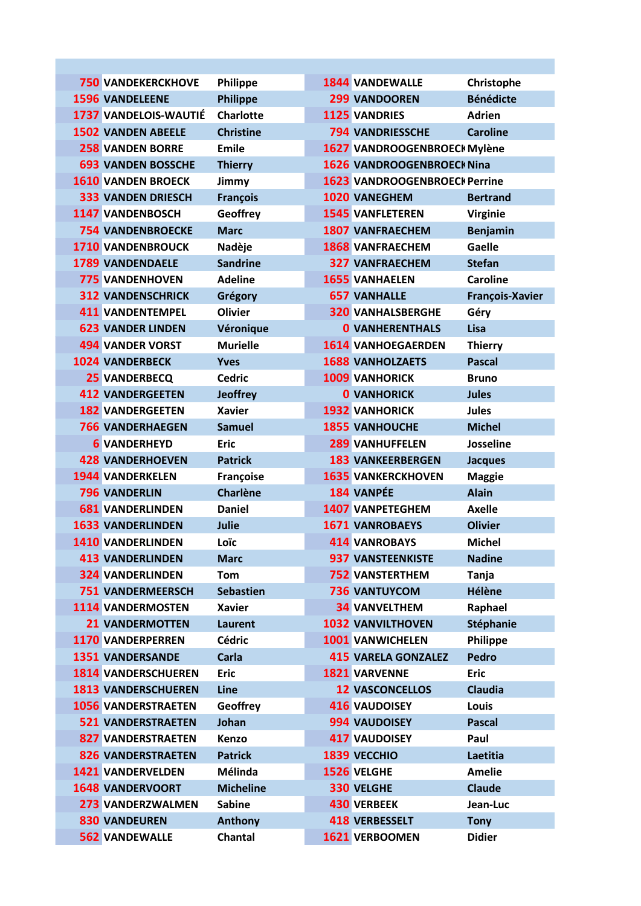| | | | | | |
|---|---|---|---|---|---|
| 750 | VANDEKERCKHOVE | Philippe | 1844 | VANDEWALLE | Christophe |
| 1596 | VANDELEENE | Philippe | 299 | VANDOOREN | Bénédicte |
| 1737 | VANDELOIS-WAUTIÉ | Charlotte | 1125 | VANDRIES | Adrien |
| 1502 | VANDEN ABEELE | Christine | 794 | VANDRIESSCHE | Caroline |
| 258 | VANDEN BORRE | Emile | 1627 | VANDROOGENBROECK | Mylène |
| 693 | VANDEN BOSSCHE | Thierry | 1626 | VANDROOGENBROECK | Nina |
| 1610 | VANDEN BROECK | Jimmy | 1623 | VANDROOGENBROECK | Perrine |
| 333 | VANDEN DRIESCH | François | 1020 | VANEGHEM | Bertrand |
| 1147 | VANDENBOSCH | Geoffrey | 1545 | VANFLETEREN | Virginie |
| 754 | VANDENBROECKE | Marc | 1807 | VANFRAECHEM | Benjamin |
| 1710 | VANDENBROUCK | Nadèje | 1868 | VANFRAECHEM | Gaelle |
| 1789 | VANDENDAELE | Sandrine | 327 | VANFRAECHEM | Stefan |
| 775 | VANDENHOVEN | Adeline | 1655 | VANHAELEN | Caroline |
| 312 | VANDENSCHRICK | Grégory | 657 | VANHALLE | François-Xavier |
| 411 | VANDENTEMPEL | Olivier | 320 | VANHALSBERGHE | Géry |
| 623 | VANDER LINDEN | Véronique | 0 | VANHERENTHALS | Lisa |
| 494 | VANDER VORST | Murielle | 1614 | VANHOEGAERDEN | Thierry |
| 1024 | VANDERBECK | Yves | 1688 | VANHOLZAETS | Pascal |
| 25 | VANDERBECQ | Cedric | 1009 | VANHORICK | Bruno |
| 412 | VANDERGEETEN | Jeoffrey | 0 | VANHORICK | Jules |
| 182 | VANDERGEETEN | Xavier | 1932 | VANHORICK | Jules |
| 766 | VANDERHAEGEN | Samuel | 1855 | VANHOUCHE | Michel |
| 6 | VANDERHEYD | Eric | 289 | VANHUFFELEN | Josseline |
| 428 | VANDERHOEVEN | Patrick | 183 | VANKEERBERGEN | Jacques |
| 1944 | VANDERKELEN | Françoise | 1635 | VANKERCKHOVEN | Maggie |
| 796 | VANDERLIN | Charlène | 184 | VANPÉE | Alain |
| 681 | VANDERLINDEN | Daniel | 1407 | VANPETEGHEM | Axelle |
| 1633 | VANDERLINDEN | Julie | 1671 | VANROBAEYS | Olivier |
| 1410 | VANDERLINDEN | Loïc | 414 | VANROBAYS | Michel |
| 413 | VANDERLINDEN | Marc | 937 | VANSTEENKISTE | Nadine |
| 324 | VANDERLINDEN | Tom | 752 | VANSTERTHEM | Tanja |
| 751 | VANDERMEERSCH | Sebastien | 736 | VANTUYCOM | Hélène |
| 1114 | VANDERMOSTEN | Xavier | 34 | VANVELTHEM | Raphael |
| 21 | VANDERMOTTEN | Laurent | 1032 | VANVILTHOVEN | Stéphanie |
| 1170 | VANDERPERREN | Cédric | 1001 | VANWICHELEN | Philippe |
| 1351 | VANDERSANDE | Carla | 415 | VARELA GONZALEZ | Pedro |
| 1814 | VANDERSCHUEREN | Eric | 1821 | VARVENNE | Eric |
| 1813 | VANDERSCHUEREN | Line | 12 | VASCONCELLOS | Claudia |
| 1056 | VANDERSTRAETEN | Geoffrey | 416 | VAUDOISEY | Louis |
| 521 | VANDERSTRAETEN | Johan | 994 | VAUDOISEY | Pascal |
| 827 | VANDERSTRAETEN | Kenzo | 417 | VAUDOISEY | Paul |
| 826 | VANDERSTRAETEN | Patrick | 1839 | VECCHIO | Laetitia |
| 1421 | VANDERVELDEN | Mélinda | 1526 | VELGHE | Amelie |
| 1648 | VANDERVOORT | Micheline | 330 | VELGHE | Claude |
| 273 | VANDERZWALMEN | Sabine | 430 | VERBEEK | Jean-Luc |
| 830 | VANDEUREN | Anthony | 418 | VERBESSELT | Tony |
| 562 | VANDEWALLE | Chantal | 1621 | VERBOOMEN | Didier |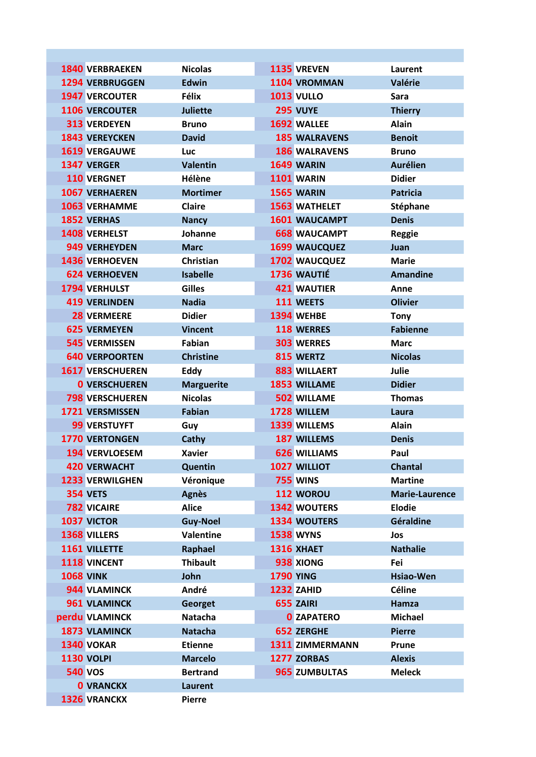| | | | | | |
|---|---|---|---|---|---|
| 1840 | VERBRAEKEN | Nicolas | 1135 | VREVEN | Laurent |
| 1294 | VERBRUGGEN | Edwin | 1104 | VROMMAN | Valérie |
| 1947 | VERCOUTER | Félix | 1013 | VULLO | Sara |
| 1106 | VERCOUTER | Juliette | 295 | VUYE | Thierry |
| 313 | VERDEYEN | Bruno | 1692 | WALLEE | Alain |
| 1843 | VEREYCKEN | David | 185 | WALRAVENS | Benoit |
| 1619 | VERGAUWE | Luc | 186 | WALRAVENS | Bruno |
| 1347 | VERGER | Valentin | 1649 | WARIN | Aurélien |
| 110 | VERGNET | Hélène | 1101 | WARIN | Didier |
| 1067 | VERHAEREN | Mortimer | 1565 | WARIN | Patricia |
| 1063 | VERHAMME | Claire | 1563 | WATHELET | Stéphane |
| 1852 | VERHAS | Nancy | 1601 | WAUCAMPT | Denis |
| 1408 | VERHELST | Johanne | 668 | WAUCAMPT | Reggie |
| 949 | VERHEYDEN | Marc | 1699 | WAUCQUEZ | Juan |
| 1436 | VERHOEVEN | Christian | 1702 | WAUCQUEZ | Marie |
| 624 | VERHOEVEN | Isabelle | 1736 | WAUTIÉ | Amandine |
| 1794 | VERHULST | Gilles | 421 | WAUTIER | Anne |
| 419 | VERLINDEN | Nadia | 111 | WEETS | Olivier |
| 28 | VERMEERE | Didier | 1394 | WEHBE | Tony |
| 625 | VERMEYEN | Vincent | 118 | WERRES | Fabienne |
| 545 | VERMISSEN | Fabian | 303 | WERRES | Marc |
| 640 | VERPOORTEN | Christine | 815 | WERTZ | Nicolas |
| 1617 | VERSCHUEREN | Eddy | 883 | WILLAERT | Julie |
| 0 | VERSCHUEREN | Marguerite | 1853 | WILLAME | Didier |
| 798 | VERSCHUEREN | Nicolas | 502 | WILLAME | Thomas |
| 1721 | VERSMISSEN | Fabian | 1728 | WILLEM | Laura |
| 99 | VERSTUYFT | Guy | 1339 | WILLEMS | Alain |
| 1770 | VERTONGEN | Cathy | 187 | WILLEMS | Denis |
| 194 | VERVLOESEM | Xavier | 626 | WILLIAMS | Paul |
| 420 | VERWACHT | Quentin | 1027 | WILLIOT | Chantal |
| 1233 | VERWILGHEN | Véronique | 755 | WINS | Martine |
| 354 | VETS | Agnès | 112 | WOROU | Marie-Laurence |
| 782 | VICAIRE | Alice | 1342 | WOUTERS | Elodie |
| 1037 | VICTOR | Guy-Noel | 1334 | WOUTERS | Géraldine |
| 1368 | VILLERS | Valentine | 1538 | WYNS | Jos |
| 1161 | VILLETTE | Raphael | 1316 | XHAET | Nathalie |
| 1118 | VINCENT | Thibault | 938 | XIONG | Fei |
| 1068 | VINK | John | 1790 | YING | Hsiao-Wen |
| 944 | VLAMINCK | André | 1232 | ZAHID | Céline |
| 961 | VLAMINCK | Georget | 655 | ZAIRI | Hamza |
| perdu | VLAMINCK | Natacha | 0 | ZAPATERO | Michael |
| 1873 | VLAMINCK | Natacha | 652 | ZERGHE | Pierre |
| 1340 | VOKAR | Etienne | 1311 | ZIMMERMANN | Prune |
| 1130 | VOLPI | Marcelo | 1277 | ZORBAS | Alexis |
| 540 | VOS | Bertrand | 965 | ZUMBULTAS | Meleck |
| 0 | VRANCKX | Laurent | | | |
| 1326 | VRANCKX | Pierre | | | |